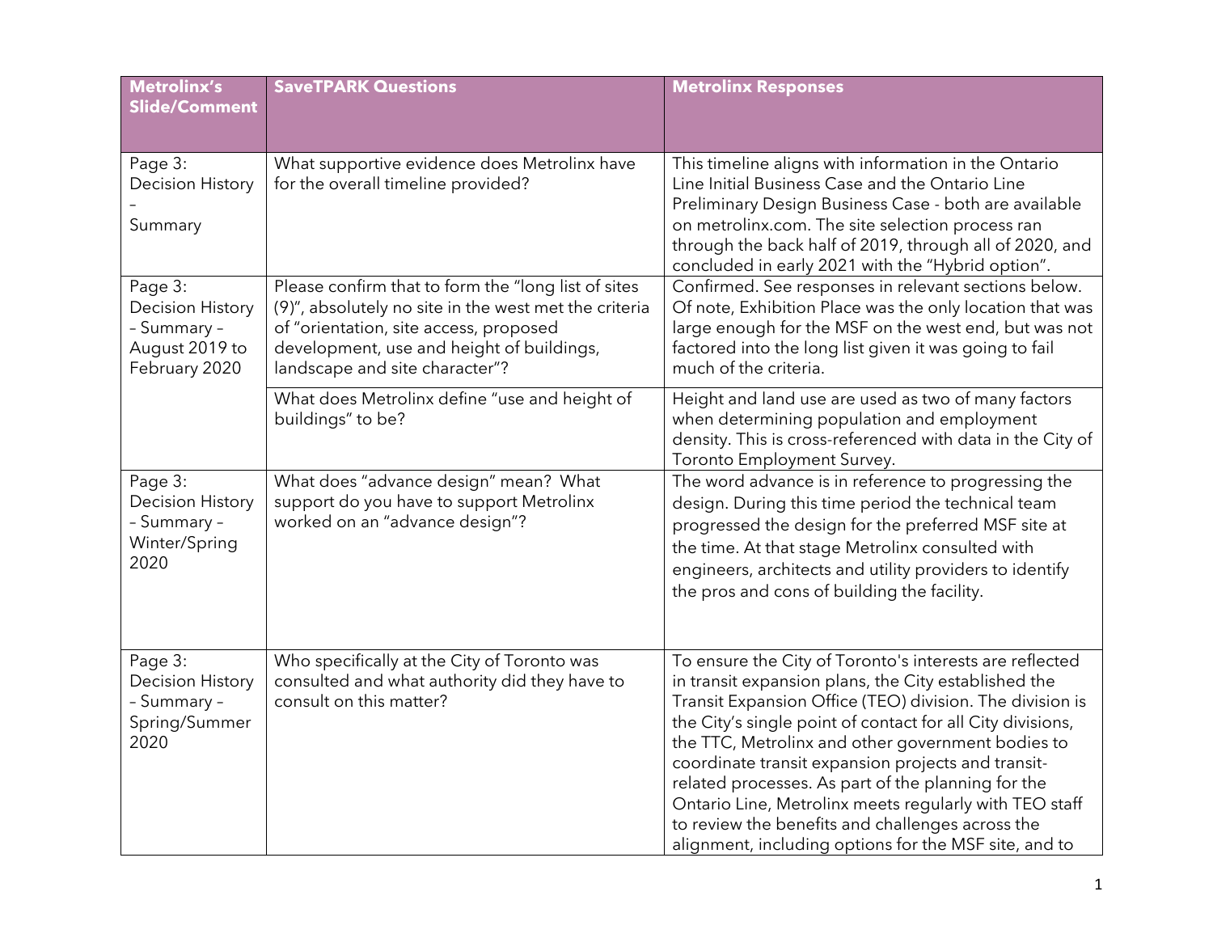| Metrolinx's Slide/Comment | SaveTPARK Questions | Metrolinx Responses |
|---|---|---|
| Page 3: Decision History – Summary | What supportive evidence does Metrolinx have for the overall timeline provided? | This timeline aligns with information in the Ontario Line Initial Business Case and the Ontario Line Preliminary Design Business Case - both are available on metrolinx.com. The site selection process ran through the back half of 2019, through all of 2020, and concluded in early 2021 with the "Hybrid option". |
| Page 3: Decision History – Summary – August 2019 to February 2020 | Please confirm that to form the "long list of sites (9)", absolutely no site in the west met the criteria of "orientation, site access, proposed development, use and height of buildings, landscape and site character"? | Confirmed. See responses in relevant sections below. Of note, Exhibition Place was the only location that was large enough for the MSF on the west end, but was not factored into the long list given it was going to fail much of the criteria. |
| | What does Metrolinx define "use and height of buildings" to be? | Height and land use are used as two of many factors when determining population and employment density. This is cross-referenced with data in the City of Toronto Employment Survey. |
| Page 3: Decision History – Summary – Winter/Spring 2020 | What does "advance design" mean? What support do you have to support Metrolinx worked on an "advance design"? | The word advance is in reference to progressing the design. During this time period the technical team progressed the design for the preferred MSF site at the time. At that stage Metrolinx consulted with engineers, architects and utility providers to identify the pros and cons of building the facility. |
| Page 3: Decision History – Summary – Spring/Summer 2020 | Who specifically at the City of Toronto was consulted and what authority did they have to consult on this matter? | To ensure the City of Toronto's interests are reflected in transit expansion plans, the City established the Transit Expansion Office (TEO) division. The division is the City's single point of contact for all City divisions, the TTC, Metrolinx and other government bodies to coordinate transit expansion projects and transit-related processes. As part of the planning for the Ontario Line, Metrolinx meets regularly with TEO staff to review the benefits and challenges across the alignment, including options for the MSF site, and to |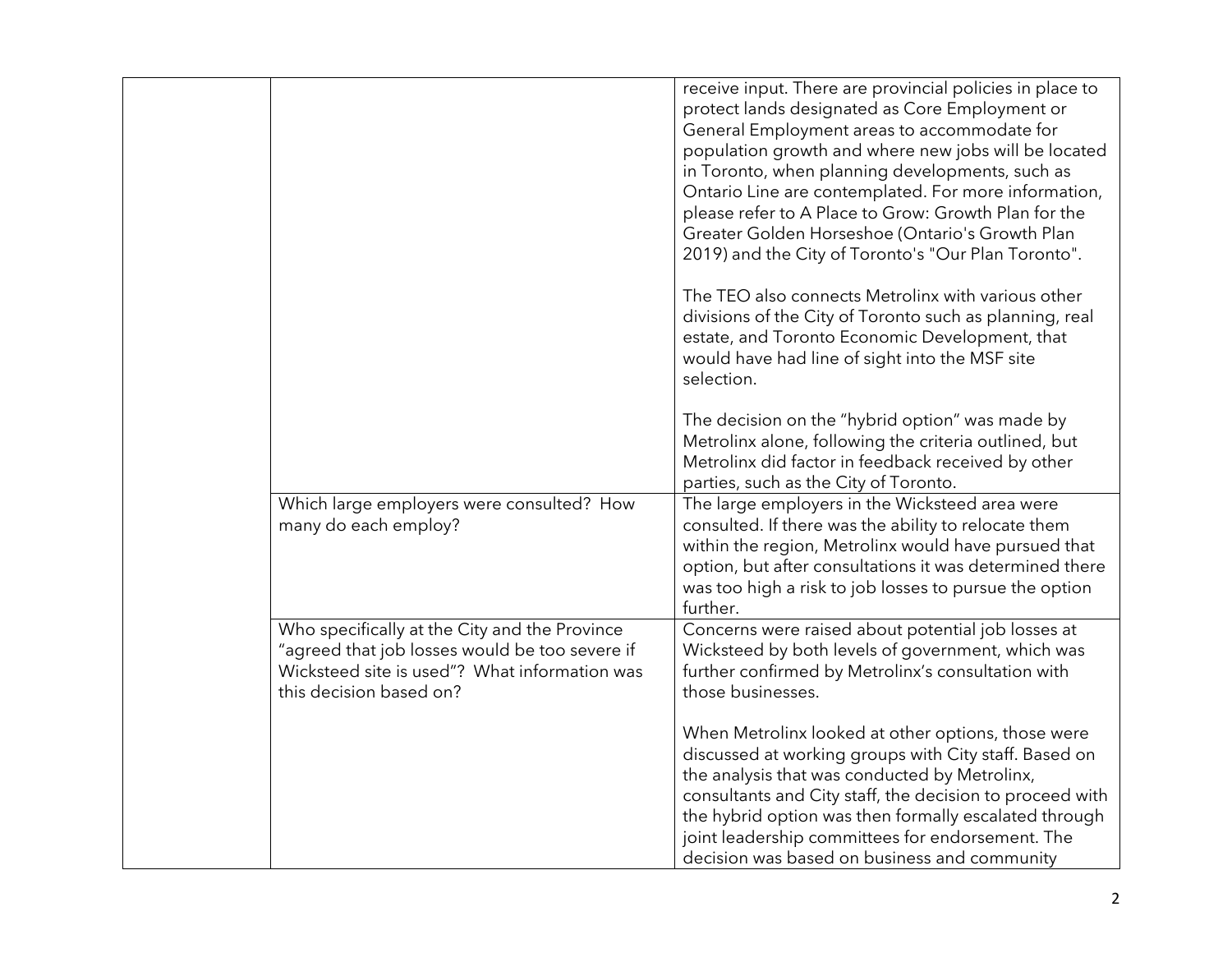| | | |
|---|---|---|
| | | receive input. There are provincial policies in place to protect lands designated as Core Employment or General Employment areas to accommodate for population growth and where new jobs will be located in Toronto, when planning developments, such as Ontario Line are contemplated. For more information, please refer to A Place to Grow: Growth Plan for the Greater Golden Horseshoe (Ontario's Growth Plan 2019) and the City of Toronto's "Our Plan Toronto".<br><br>The TEO also connects Metrolinx with various other divisions of the City of Toronto such as planning, real estate, and Toronto Economic Development, that would have had line of sight into the MSF site selection.<br><br>The decision on the "hybrid option" was made by Metrolinx alone, following the criteria outlined, but Metrolinx did factor in feedback received by other parties, such as the City of Toronto. |
| | Which large employers were consulted? How many do each employ? | The large employers in the Wicksteed area were consulted. If there was the ability to relocate them within the region, Metrolinx would have pursued that option, but after consultations it was determined there was too high a risk to job losses to pursue the option further. |
| | Who specifically at the City and the Province "agreed that job losses would be too severe if Wicksteed site is used"? What information was this decision based on? | Concerns were raised about potential job losses at Wicksteed by both levels of government, which was further confirmed by Metrolinx's consultation with those businesses.<br><br>When Metrolinx looked at other options, those were discussed at working groups with City staff. Based on the analysis that was conducted by Metrolinx, consultants and City staff, the decision to proceed with the hybrid option was then formally escalated through joint leadership committees for endorsement. The decision was based on business and community |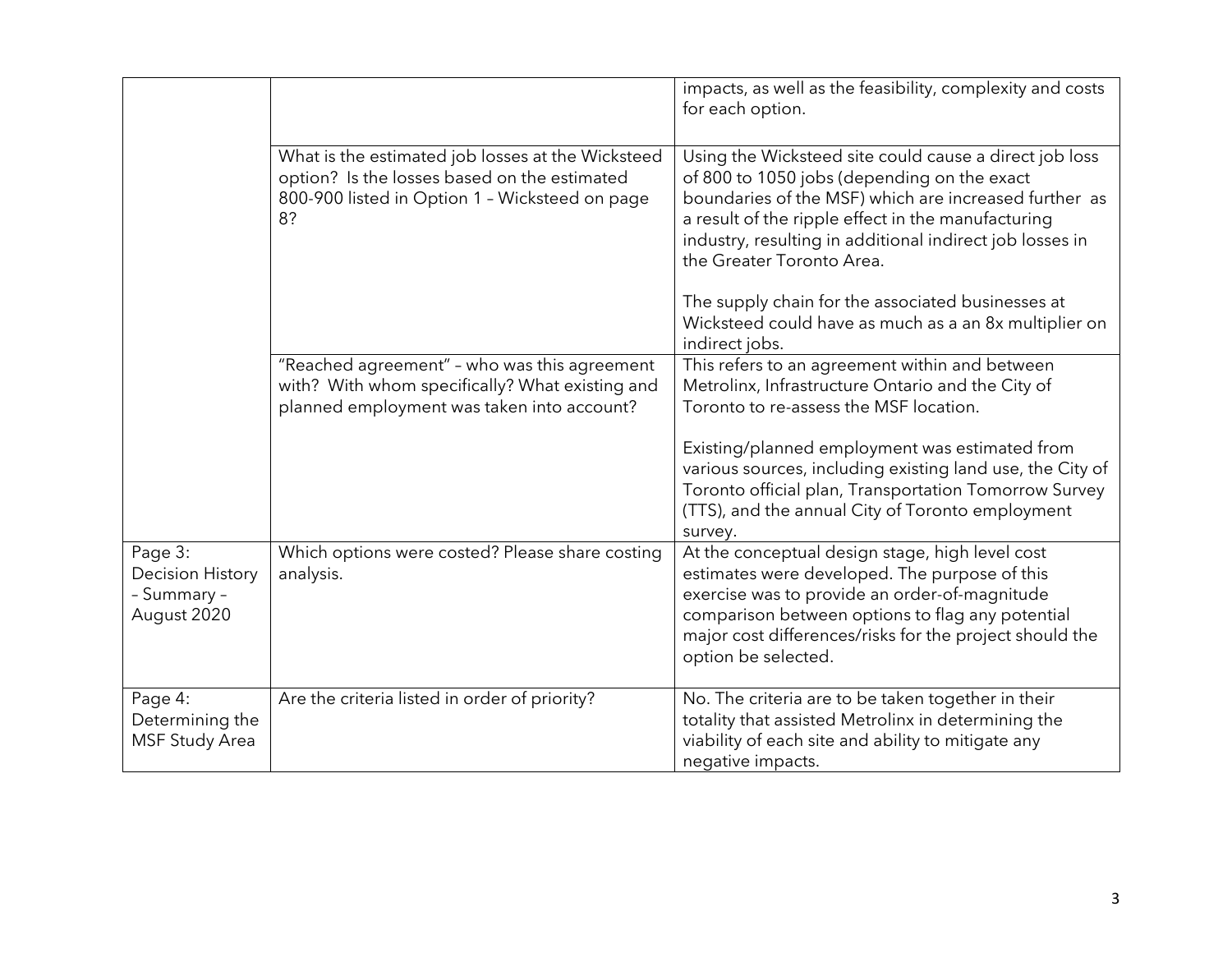| | | |
|---|---|---|
| | | impacts, as well as the feasibility, complexity and costs for each option. |
| | What is the estimated job losses at the Wicksteed option? Is the losses based on the estimated 800-900 listed in Option 1 – Wicksteed on page 8? | Using the Wicksteed site could cause a direct job loss of 800 to 1050 jobs (depending on the exact boundaries of the MSF) which are increased further as a result of the ripple effect in the manufacturing industry, resulting in additional indirect job losses in the Greater Toronto Area.<br><br>The supply chain for the associated businesses at Wicksteed could have as much as a an 8x multiplier on indirect jobs. |
| | "Reached agreement" – who was this agreement with? With whom specifically? What existing and planned employment was taken into account? | This refers to an agreement within and between Metrolinx, Infrastructure Ontario and the City of Toronto to re-assess the MSF location.<br><br>Existing/planned employment was estimated from various sources, including existing land use, the City of Toronto official plan, Transportation Tomorrow Survey (TTS), and the annual City of Toronto employment survey. |
| Page 3: Decision History – Summary – August 2020 | Which options were costed? Please share costing analysis. | At the conceptual design stage, high level cost estimates were developed. The purpose of this exercise was to provide an order-of-magnitude comparison between options to flag any potential major cost differences/risks for the project should the option be selected. |
| Page 4: Determining the MSF Study Area | Are the criteria listed in order of priority? | No. The criteria are to be taken together in their totality that assisted Metrolinx in determining the viability of each site and ability to mitigate any negative impacts. |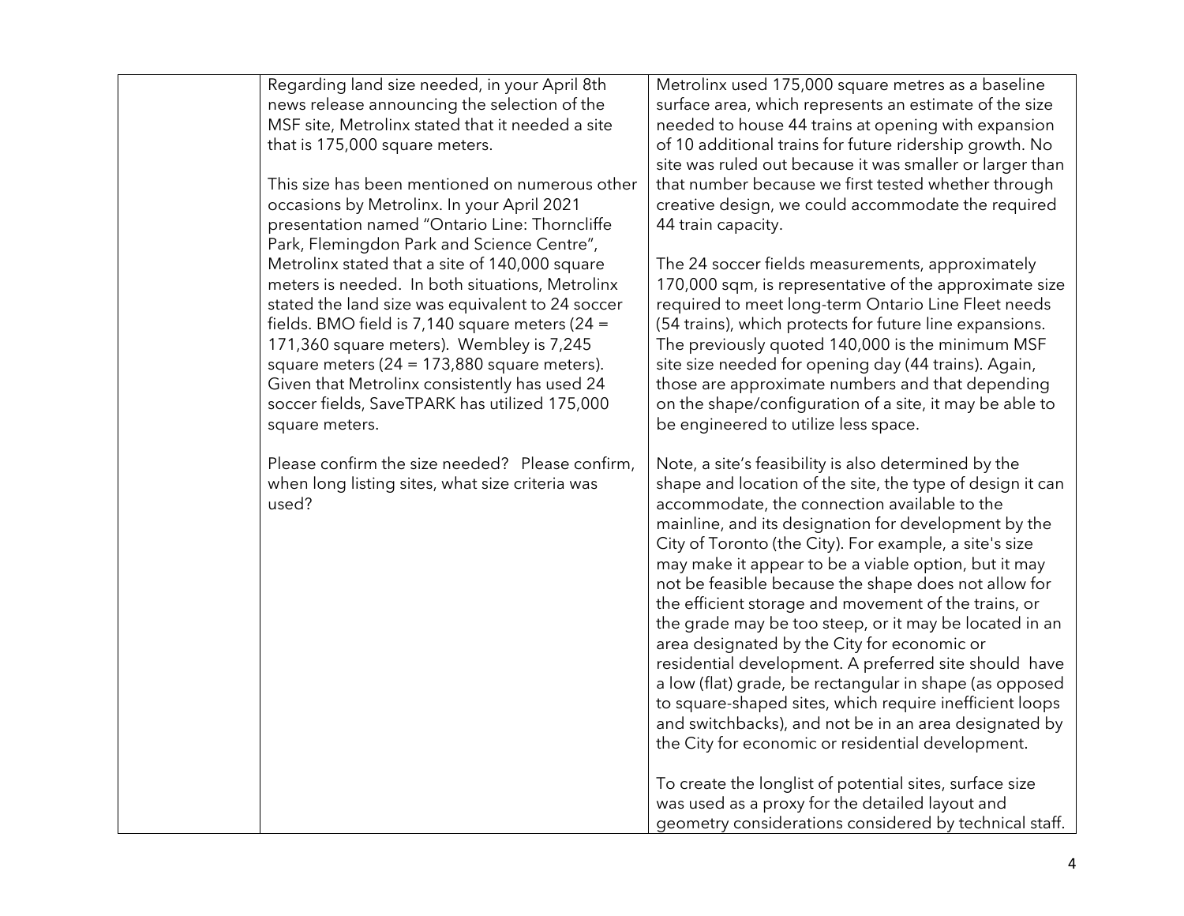| | | |
|---|---|---|
| | Regarding land size needed, in your April 8th news release announcing the selection of the MSF site, Metrolinx stated that it needed a site that is 175,000 square meters.<br><br>This size has been mentioned on numerous other occasions by Metrolinx. In your April 2021 presentation named "Ontario Line: Thorncliffe Park, Flemingdon Park and Science Centre", Metrolinx stated that a site of 140,000 square meters is needed. In both situations, Metrolinx stated the land size was equivalent to 24 soccer fields. BMO field is 7,140 square meters (24 = 171,360 square meters). Wembley is 7,245 square meters (24 = 173,880 square meters). Given that Metrolinx consistently has used 24 soccer fields, SaveTPARK has utilized 175,000 square meters.<br><br>Please confirm the size needed? Please confirm, when long listing sites, what size criteria was used? | Metrolinx used 175,000 square metres as a baseline surface area, which represents an estimate of the size needed to house 44 trains at opening with expansion of 10 additional trains for future ridership growth. No site was ruled out because it was smaller or larger than that number because we first tested whether through creative design, we could accommodate the required 44 train capacity.<br><br>The 24 soccer fields measurements, approximately 170,000 sqm, is representative of the approximate size required to meet long-term Ontario Line Fleet needs (54 trains), which protects for future line expansions. The previously quoted 140,000 is the minimum MSF site size needed for opening day (44 trains). Again, those are approximate numbers and that depending on the shape/configuration of a site, it may be able to be engineered to utilize less space.<br><br>Note, a site's feasibility is also determined by the shape and location of the site, the type of design it can accommodate, the connection available to the mainline, and its designation for development by the City of Toronto (the City). For example, a site's size may make it appear to be a viable option, but it may not be feasible because the shape does not allow for the efficient storage and movement of the trains, or the grade may be too steep, or it may be located in an area designated by the City for economic or residential development. A preferred site should have a low (flat) grade, be rectangular in shape (as opposed to square-shaped sites, which require inefficient loops and switchbacks), and not be in an area designated by the City for economic or residential development.<br><br>To create the longlist of potential sites, surface size was used as a proxy for the detailed layout and geometry considerations considered by technical staff. |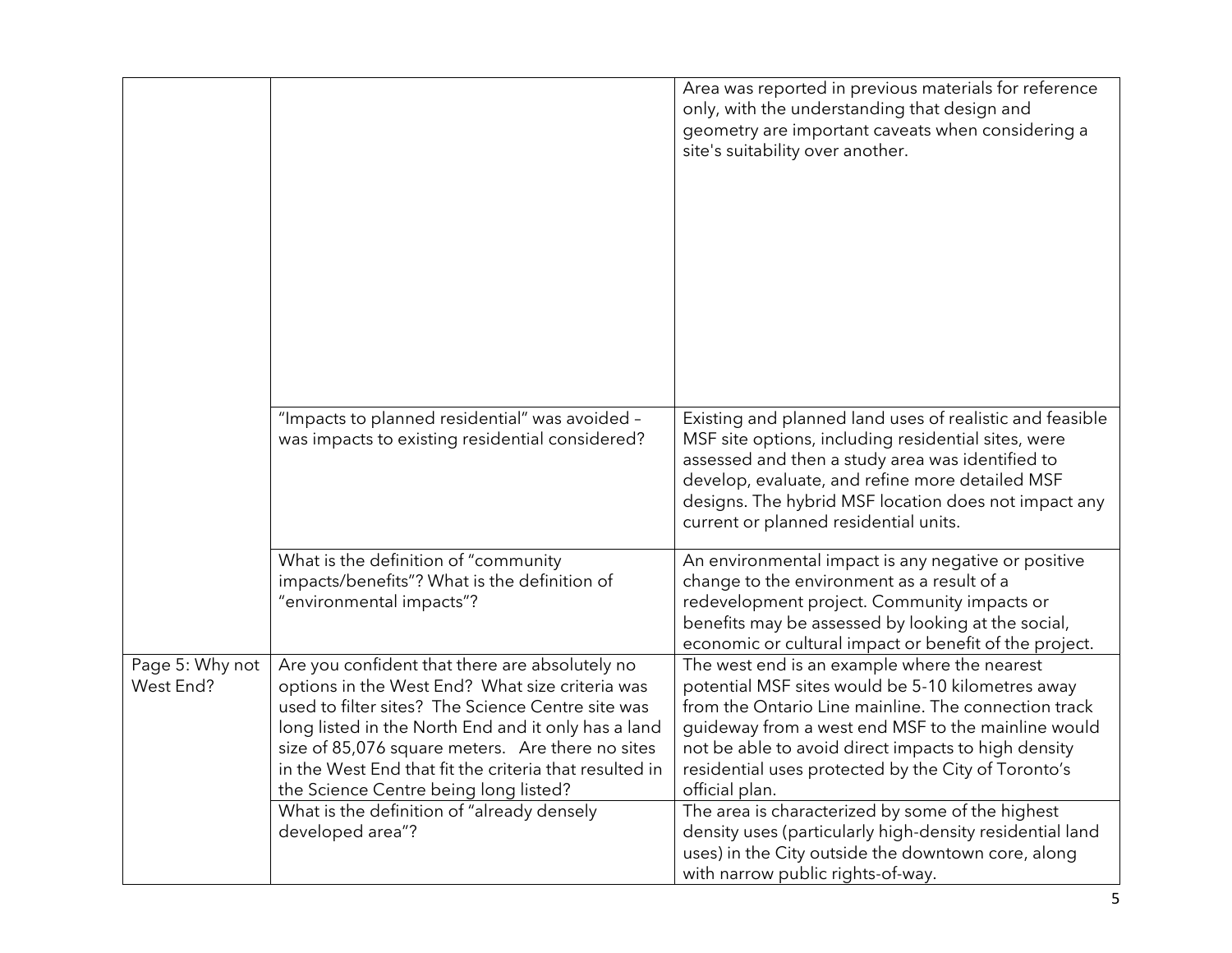| | | |
|---|---|---|
| | | Area was reported in previous materials for reference only, with the understanding that design and geometry are important caveats when considering a site's suitability over another. |
| | "Impacts to planned residential" was avoided – was impacts to existing residential considered? | Existing and planned land uses of realistic and feasible MSF site options, including residential sites, were assessed and then a study area was identified to develop, evaluate, and refine more detailed MSF designs. The hybrid MSF location does not impact any current or planned residential units. |
| | What is the definition of "community impacts/benefits"? What is the definition of "environmental impacts"? | An environmental impact is any negative or positive change to the environment as a result of a redevelopment project. Community impacts or benefits may be assessed by looking at the social, economic or cultural impact or benefit of the project. |
| Page 5: Why not West End? | Are you confident that there are absolutely no options in the West End? What size criteria was used to filter sites? The Science Centre site was long listed in the North End and it only has a land size of 85,076 square meters. Are there no sites in the West End that fit the criteria that resulted in the Science Centre being long listed? | The west end is an example where the nearest potential MSF sites would be 5-10 kilometres away from the Ontario Line mainline. The connection track guideway from a west end MSF to the mainline would not be able to avoid direct impacts to high density residential uses protected by the City of Toronto's official plan. |
| | What is the definition of "already densely developed area"? | The area is characterized by some of the highest density uses (particularly high-density residential land uses) in the City outside the downtown core, along with narrow public rights-of-way. |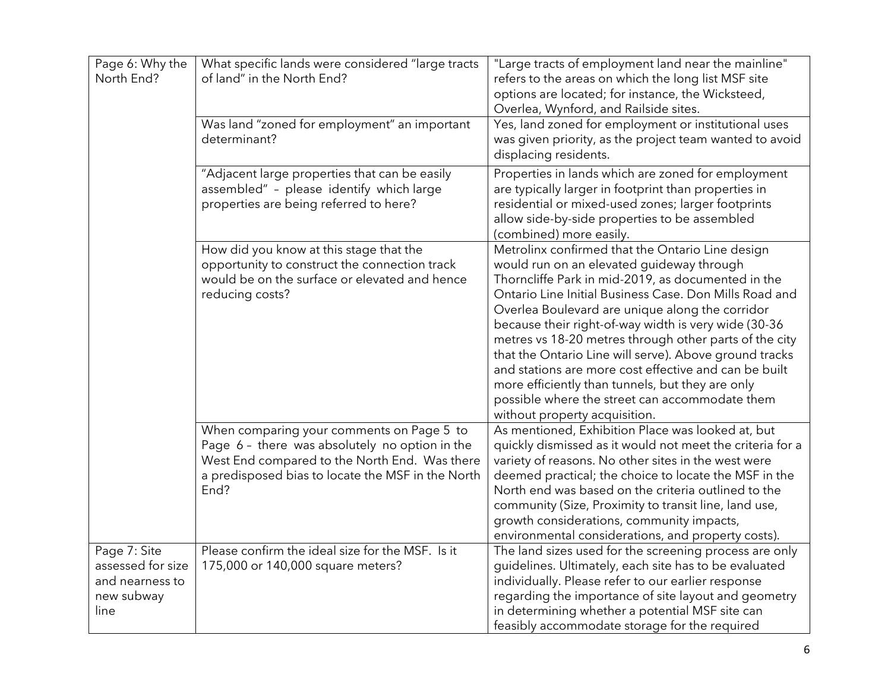| | | |
|---|---|---|
| Page 6: Why the North End? | What specific lands were considered "large tracts of land" in the North End? | "Large tracts of employment land near the mainline" refers to the areas on which the long list MSF site options are located; for instance, the Wicksteed, Overlea, Wynford, and Railside sites. |
| | Was land "zoned for employment" an important determinant? | Yes, land zoned for employment or institutional uses was given priority, as the project team wanted to avoid displacing residents. |
| | "Adjacent large properties that can be easily assembled" – please identify which large properties are being referred to here? | Properties in lands which are zoned for employment are typically larger in footprint than properties in residential or mixed-used zones; larger footprints allow side-by-side properties to be assembled (combined) more easily. |
| | How did you know at this stage that the opportunity to construct the connection track would be on the surface or elevated and hence reducing costs? | Metrolinx confirmed that the Ontario Line design would run on an elevated guideway through Thorncliffe Park in mid-2019, as documented in the Ontario Line Initial Business Case. Don Mills Road and Overlea Boulevard are unique along the corridor because their right-of-way width is very wide (30-36 metres vs 18-20 metres through other parts of the city that the Ontario Line will serve). Above ground tracks and stations are more cost effective and can be built more efficiently than tunnels, but they are only possible where the street can accommodate them without property acquisition. |
| | When comparing your comments on Page 5 to Page 6 – there was absolutely no option in the West End compared to the North End. Was there a predisposed bias to locate the MSF in the North End? | As mentioned, Exhibition Place was looked at, but quickly dismissed as it would not meet the criteria for a variety of reasons. No other sites in the west were deemed practical; the choice to locate the MSF in the North end was based on the criteria outlined to the community (Size, Proximity to transit line, land use, growth considerations, community impacts, environmental considerations, and property costs). |
| Page 7: Site assessed for size and nearness to new subway line | Please confirm the ideal size for the MSF. Is it 175,000 or 140,000 square meters? | The land sizes used for the screening process are only guidelines. Ultimately, each site has to be evaluated individually. Please refer to our earlier response regarding the importance of site layout and geometry in determining whether a potential MSF site can feasibly accommodate storage for the required |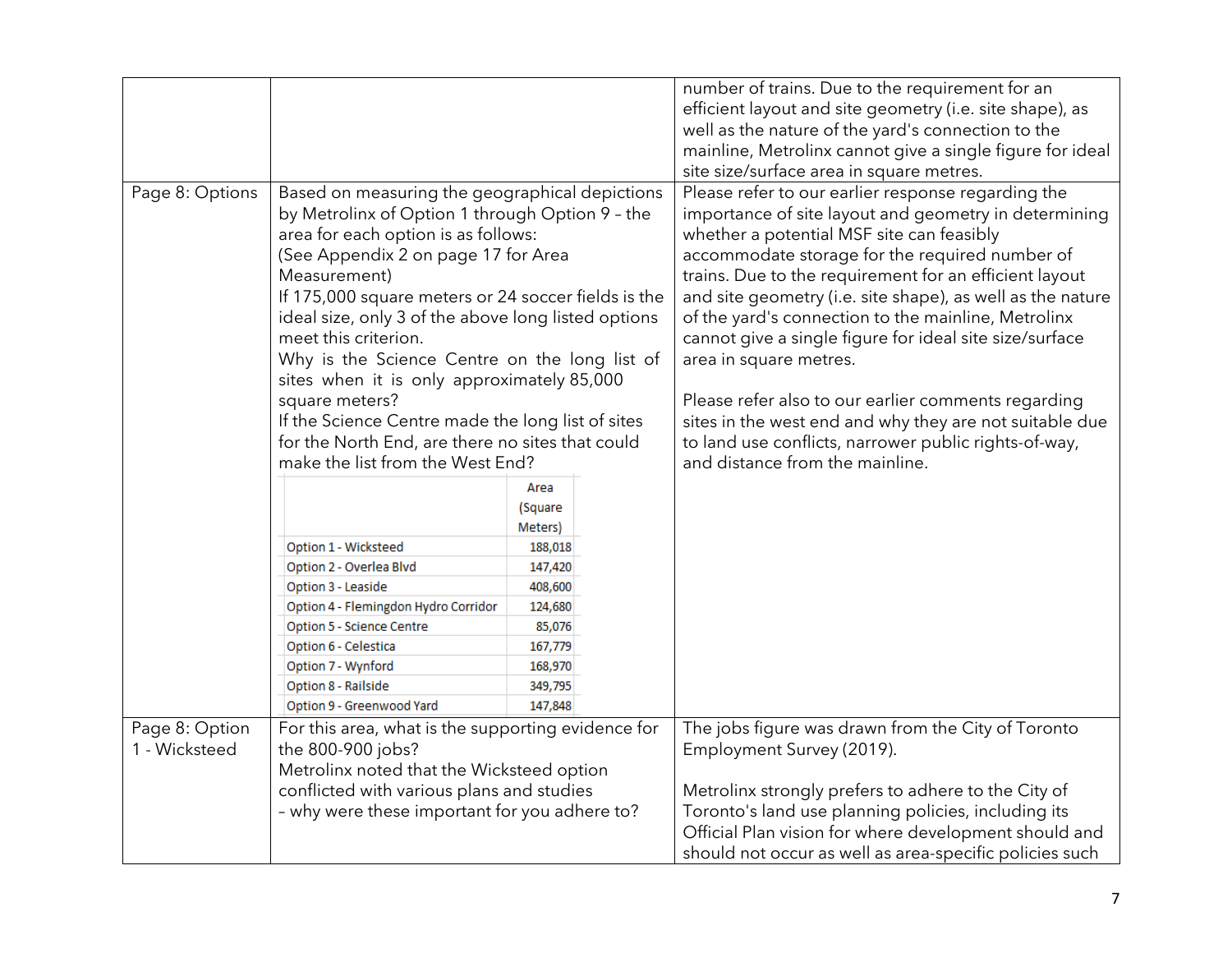| | | |
|---|---|---|
| | | number of trains. Due to the requirement for an efficient layout and site geometry (i.e. site shape), as well as the nature of the yard's connection to the mainline, Metrolinx cannot give a single figure for ideal site size/surface area in square metres. |
| Page 8: Options | Based on measuring the geographical depictions by Metrolinx of Option 1 through Option 9 – the area for each option is as follows:<br>(See Appendix 2 on page 17 for Area Measurement)<br>If 175,000 square meters or 24 soccer fields is the ideal size, only 3 of the above long listed options meet this criterion.<br>Why is the Science Centre on the long list of sites when it is only approximately 85,000 square meters?<br>If the Science Centre made the long list of sites for the North End, are there no sites that could make the list from the West End?<br><br>Area (Square Meters):<br>Option 1 - Wicksteed: 188,018<br>Option 2 - Overlea Blvd: 147,420<br>Option 3 - Leaside: 408,600<br>Option 4 - Flemingdon Hydro Corridor: 124,680<br>Option 5 - Science Centre: 85,076<br>Option 6 - Celestica: 167,779<br>Option 7 - Wynford: 168,970<br>Option 8 - Railside: 349,795<br>Option 9 - Greenwood Yard: 147,848 | Please refer to our earlier response regarding the importance of site layout and geometry in determining whether a potential MSF site can feasibly accommodate storage for the required number of trains. Due to the requirement for an efficient layout and site geometry (i.e. site shape), as well as the nature of the yard's connection to the mainline, Metrolinx cannot give a single figure for ideal site size/surface area in square metres.<br><br>Please refer also to our earlier comments regarding sites in the west end and why they are not suitable due to land use conflicts, narrower public rights-of-way, and distance from the mainline. |
| Page 8: Option 1 - Wicksteed | For this area, what is the supporting evidence for the 800-900 jobs?<br>Metrolinx noted that the Wicksteed option conflicted with various plans and studies – why were these important for you adhere to? | The jobs figure was drawn from the City of Toronto Employment Survey (2019).<br><br>Metrolinx strongly prefers to adhere to the City of Toronto's land use planning policies, including its Official Plan vision for where development should and should not occur as well as area-specific policies such |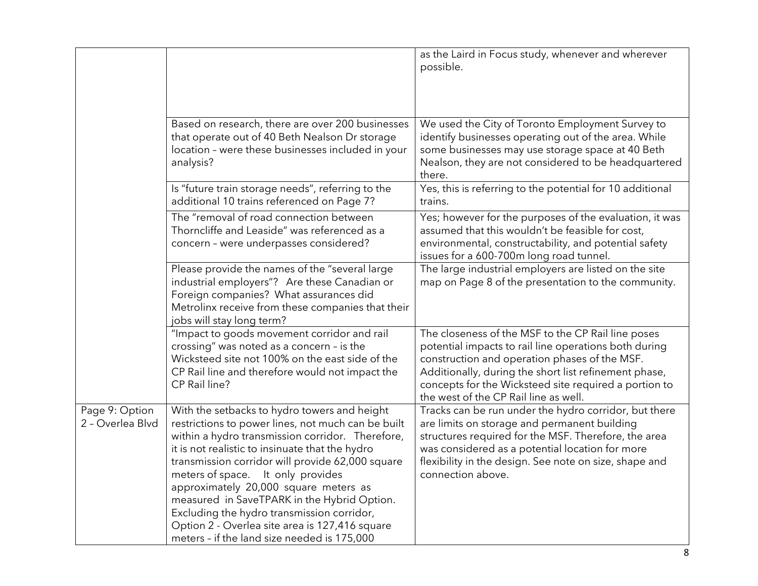| | | |
|---|---|---|
| | | as the Laird in Focus study, whenever and wherever possible. |
| | Based on research, there are over 200 businesses that operate out of 40 Beth Nealson Dr storage location – were these businesses included in your analysis? | We used the City of Toronto Employment Survey to identify businesses operating out of the area. While some businesses may use storage space at 40 Beth Nealson, they are not considered to be headquartered there. |
| | Is "future train storage needs", referring to the additional 10 trains referenced on Page 7? | Yes, this is referring to the potential for 10 additional trains. |
| | The "removal of road connection between Thorncliffe and Leaside" was referenced as a concern – were underpasses considered? | Yes; however for the purposes of the evaluation, it was assumed that this wouldn't be feasible for cost, environmental, constructability, and potential safety issues for a 600-700m long road tunnel. |
| | Please provide the names of the "several large industrial employers"? Are these Canadian or Foreign companies? What assurances did Metrolinx receive from these companies that their jobs will stay long term? | The large industrial employers are listed on the site map on Page 8 of the presentation to the community. |
| | "Impact to goods movement corridor and rail crossing" was noted as a concern – is the Wicksteed site not 100% on the east side of the CP Rail line and therefore would not impact the CP Rail line? | The closeness of the MSF to the CP Rail line poses potential impacts to rail line operations both during construction and operation phases of the MSF. Additionally, during the short list refinement phase, concepts for the Wicksteed site required a portion to the west of the CP Rail line as well. |
| Page 9: Option 2 – Overlea Blvd | With the setbacks to hydro towers and height restrictions to power lines, not much can be built within a hydro transmission corridor. Therefore, it is not realistic to insinuate that the hydro transmission corridor will provide 62,000 square meters of space. It only provides approximately 20,000 square meters as measured in SaveTPARK in the Hybrid Option. Excluding the hydro transmission corridor, Option 2 - Overlea site area is 127,416 square meters – if the land size needed is 175,000 | Tracks can be run under the hydro corridor, but there are limits on storage and permanent building structures required for the MSF. Therefore, the area was considered as a potential location for more flexibility in the design. See note on size, shape and connection above. |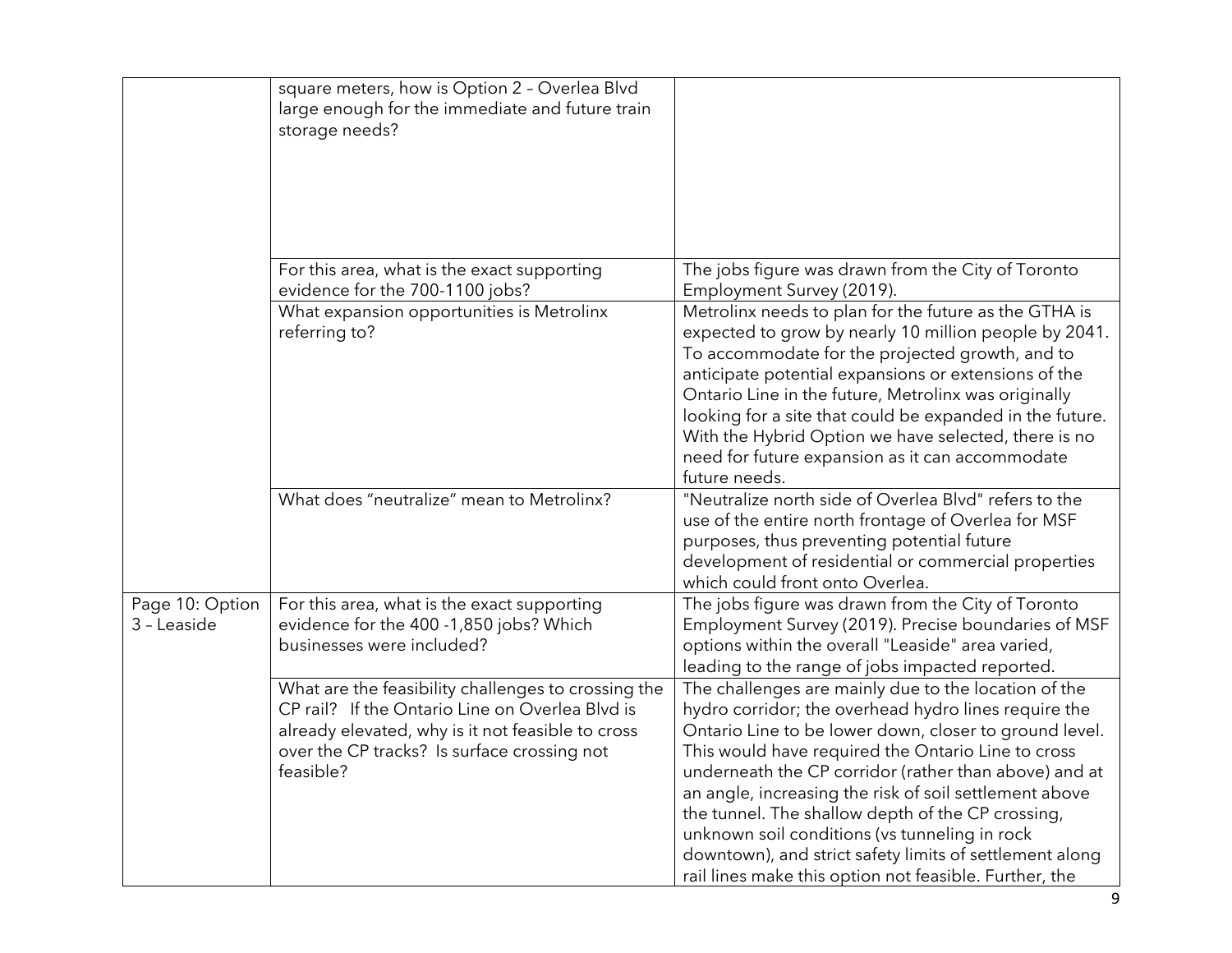| | | |
|---|---|---|
| | square meters, how is Option 2 – Overlea Blvd large enough for the immediate and future train storage needs? | |
| | For this area, what is the exact supporting evidence for the 700-1100 jobs? | The jobs figure was drawn from the City of Toronto Employment Survey (2019). |
| | What expansion opportunities is Metrolinx referring to? | Metrolinx needs to plan for the future as the GTHA is expected to grow by nearly 10 million people by 2041. To accommodate for the projected growth, and to anticipate potential expansions or extensions of the Ontario Line in the future, Metrolinx was originally looking for a site that could be expanded in the future. With the Hybrid Option we have selected, there is no need for future expansion as it can accommodate future needs. |
| | What does "neutralize" mean to Metrolinx? | "Neutralize north side of Overlea Blvd" refers to the use of the entire north frontage of Overlea for MSF purposes, thus preventing potential future development of residential or commercial properties which could front onto Overlea. |
| Page 10: Option 3 – Leaside | For this area, what is the exact supporting evidence for the 400 -1,850 jobs? Which businesses were included? | The jobs figure was drawn from the City of Toronto Employment Survey (2019). Precise boundaries of MSF options within the overall "Leaside" area varied, leading to the range of jobs impacted reported. |
| | What are the feasibility challenges to crossing the CP rail? If the Ontario Line on Overlea Blvd is already elevated, why is it not feasible to cross over the CP tracks? Is surface crossing not feasible? | The challenges are mainly due to the location of the hydro corridor; the overhead hydro lines require the Ontario Line to be lower down, closer to ground level. This would have required the Ontario Line to cross underneath the CP corridor (rather than above) and at an angle, increasing the risk of soil settlement above the tunnel. The shallow depth of the CP crossing, unknown soil conditions (vs tunneling in rock downtown), and strict safety limits of settlement along rail lines make this option not feasible. Further, the |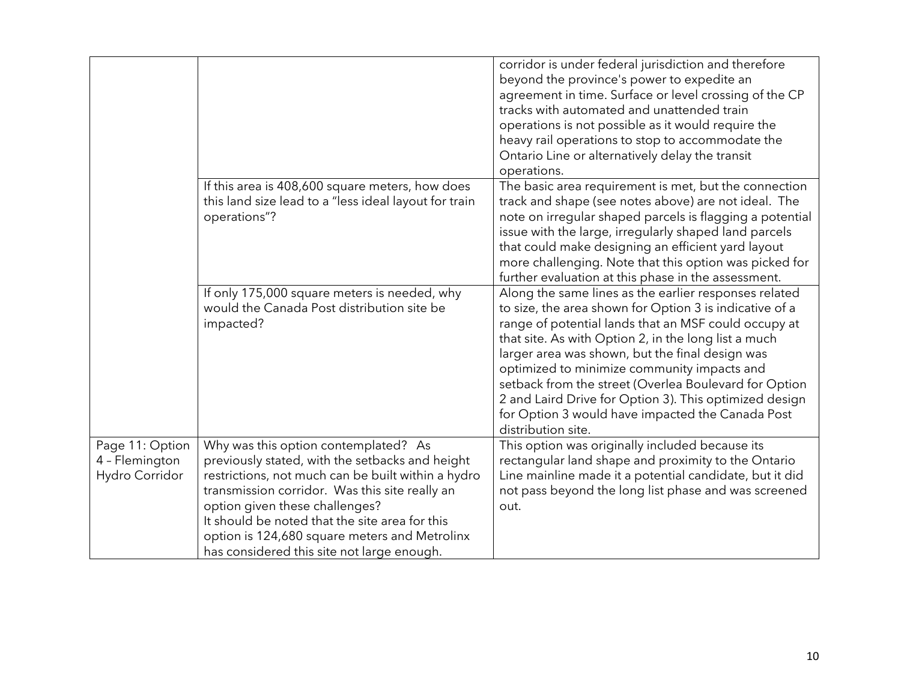| | | |
|---|---|---|
| | | corridor is under federal jurisdiction and therefore beyond the province's power to expedite an agreement in time. Surface or level crossing of the CP tracks with automated and unattended train operations is not possible as it would require the heavy rail operations to stop to accommodate the Ontario Line or alternatively delay the transit operations. |
| | If this area is 408,600 square meters, how does this land size lead to a "less ideal layout for train operations"? | The basic area requirement is met, but the connection track and shape (see notes above) are not ideal. The note on irregular shaped parcels is flagging a potential issue with the large, irregularly shaped land parcels that could make designing an efficient yard layout more challenging. Note that this option was picked for further evaluation at this phase in the assessment. |
| | If only 175,000 square meters is needed, why would the Canada Post distribution site be impacted? | Along the same lines as the earlier responses related to size, the area shown for Option 3 is indicative of a range of potential lands that an MSF could occupy at that site. As with Option 2, in the long list a much larger area was shown, but the final design was optimized to minimize community impacts and setback from the street (Overlea Boulevard for Option 2 and Laird Drive for Option 3). This optimized design for Option 3 would have impacted the Canada Post distribution site. |
| Page 11: Option 4 – Flemington Hydro Corridor | Why was this option contemplated? As previously stated, with the setbacks and height restrictions, not much can be built within a hydro transmission corridor. Was this site really an option given these challenges? It should be noted that the site area for this option is 124,680 square meters and Metrolinx has considered this site not large enough. | This option was originally included because its rectangular land shape and proximity to the Ontario Line mainline made it a potential candidate, but it did not pass beyond the long list phase and was screened out. |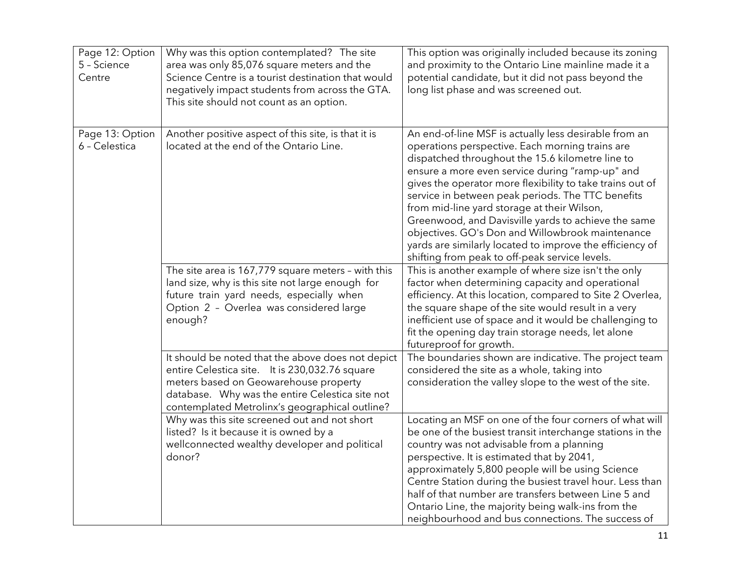| | | |
|---|---|---|
| Page 12: Option 5 – Science Centre | Why was this option contemplated? The site area was only 85,076 square meters and the Science Centre is a tourist destination that would negatively impact students from across the GTA. This site should not count as an option. | This option was originally included because its zoning and proximity to the Ontario Line mainline made it a potential candidate, but it did not pass beyond the long list phase and was screened out. |
| Page 13: Option 6 – Celestica | Another positive aspect of this site, is that it is located at the end of the Ontario Line. | An end-of-line MSF is actually less desirable from an operations perspective. Each morning trains are dispatched throughout the 15.6 kilometre line to ensure a more even service during "ramp-up" and gives the operator more flexibility to take trains out of service in between peak periods. The TTC benefits from mid-line yard storage at their Wilson, Greenwood, and Davisville yards to achieve the same objectives. GO's Don and Willowbrook maintenance yards are similarly located to improve the efficiency of shifting from peak to off-peak service levels. |
| | The site area is 167,779 square meters – with this land size, why is this site not large enough for future train yard needs, especially when Option 2 – Overlea was considered large enough? | This is another example of where size isn't the only factor when determining capacity and operational efficiency. At this location, compared to Site 2 Overlea, the square shape of the site would result in a very inefficient use of space and it would be challenging to fit the opening day train storage needs, let alone futureproof for growth. |
| | It should be noted that the above does not depict entire Celestica site. It is 230,032.76 square meters based on Geowarehouse property database. Why was the entire Celestica site not contemplated Metrolinx's geographical outline? | The boundaries shown are indicative. The project team considered the site as a whole, taking into consideration the valley slope to the west of the site. |
| | Why was this site screened out and not short listed? Is it because it is owned by a wellconnected wealthy developer and political donor? | Locating an MSF on one of the four corners of what will be one of the busiest transit interchange stations in the country was not advisable from a planning perspective. It is estimated that by 2041, approximately 5,800 people will be using Science Centre Station during the busiest travel hour. Less than half of that number are transfers between Line 5 and Ontario Line, the majority being walk-ins from the neighbourhood and bus connections. The success of |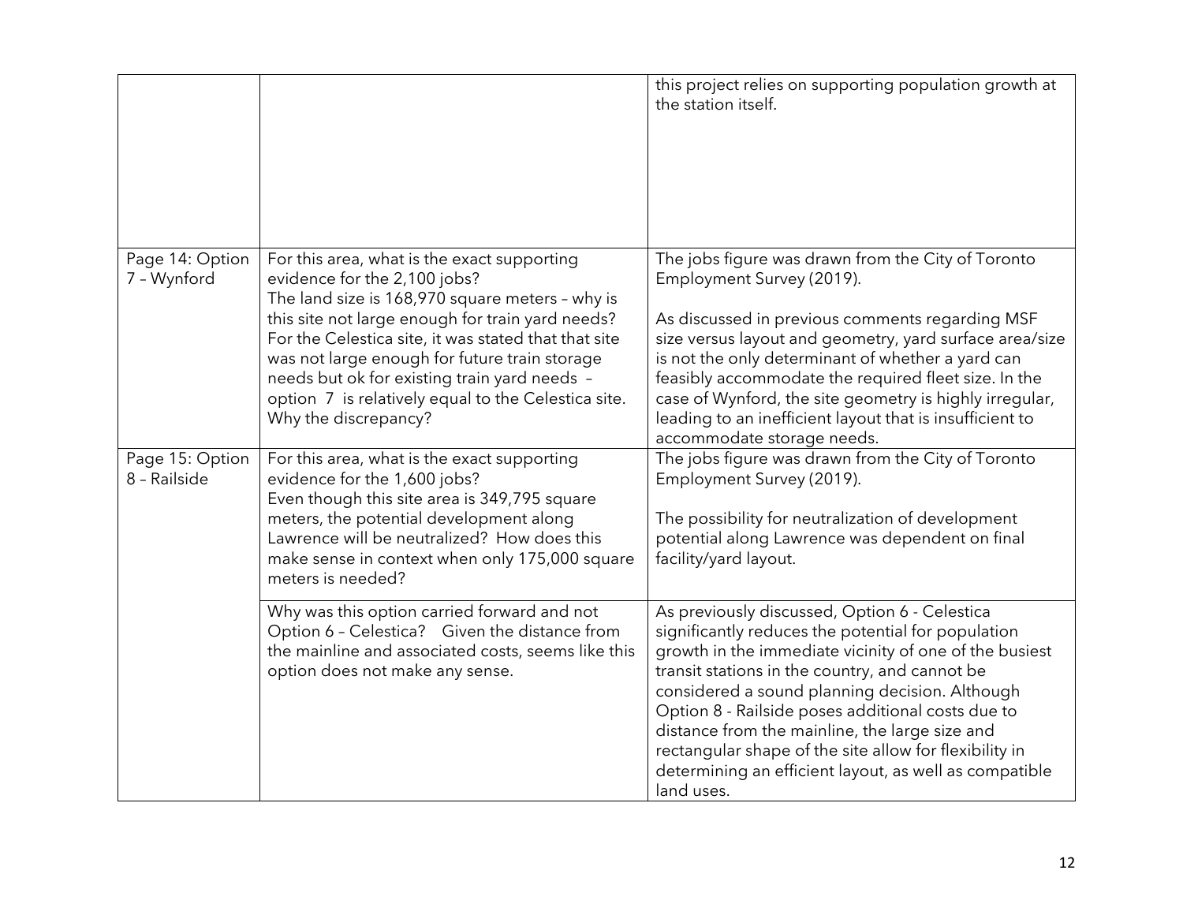| | | |
|---|---|---|
| | | this project relies on supporting population growth at the station itself. |
| Page 14: Option 7 – Wynford | For this area, what is the exact supporting evidence for the 2,100 jobs?<br>The land size is 168,970 square meters – why is this site not large enough for train yard needs? For the Celestica site, it was stated that that site was not large enough for future train storage needs but ok for existing train yard needs – option 7 is relatively equal to the Celestica site. Why the discrepancy? | The jobs figure was drawn from the City of Toronto Employment Survey (2019).<br><br>As discussed in previous comments regarding MSF size versus layout and geometry, yard surface area/size is not the only determinant of whether a yard can feasibly accommodate the required fleet size. In the case of Wynford, the site geometry is highly irregular, leading to an inefficient layout that is insufficient to accommodate storage needs. |
| Page 15: Option 8 – Railside | For this area, what is the exact supporting evidence for the 1,600 jobs?<br>Even though this site area is 349,795 square meters, the potential development along Lawrence will be neutralized? How does this make sense in context when only 175,000 square meters is needed? | The jobs figure was drawn from the City of Toronto Employment Survey (2019).<br><br>The possibility for neutralization of development potential along Lawrence was dependent on final facility/yard layout. |
| | Why was this option carried forward and not Option 6 – Celestica? Given the distance from the mainline and associated costs, seems like this option does not make any sense. | As previously discussed, Option 6 - Celestica significantly reduces the potential for population growth in the immediate vicinity of one of the busiest transit stations in the country, and cannot be considered a sound planning decision. Although Option 8 - Railside poses additional costs due to distance from the mainline, the large size and rectangular shape of the site allow for flexibility in determining an efficient layout, as well as compatible land uses. |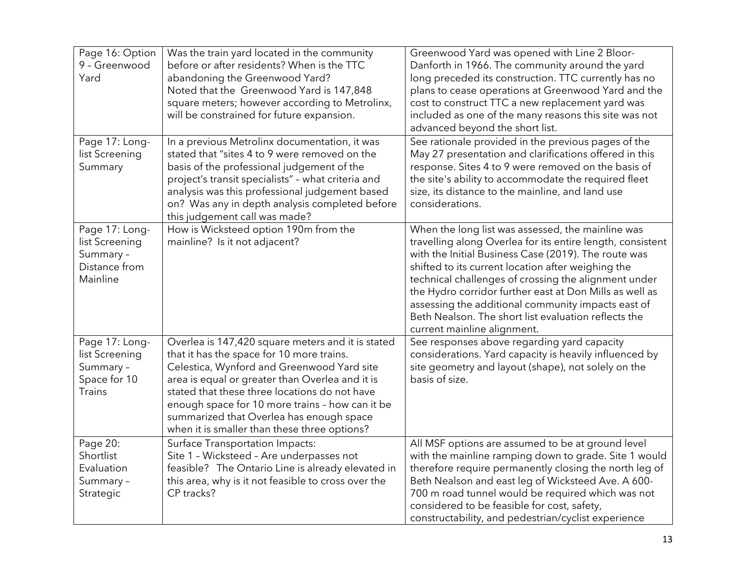| Page 16: Option 9 – Greenwood Yard | Was the train yard located in the community before or after residents? When is the TTC abandoning the Greenwood Yard?<br>Noted that the Greenwood Yard is 147,848 square meters; however according to Metrolinx, will be constrained for future expansion. | Greenwood Yard was opened with Line 2 Bloor-Danforth in 1966. The community around the yard long preceded its construction. TTC currently has no plans to cease operations at Greenwood Yard and the cost to construct TTC a new replacement yard was included as one of the many reasons this site was not advanced beyond the short list. |
|---|---|---|
| Page 17: Long-list Screening Summary | In a previous Metrolinx documentation, it was stated that "sites 4 to 9 were removed on the basis of the professional judgement of the project's transit specialists" – what criteria and analysis was this professional judgement based on? Was any in depth analysis completed before this judgement call was made? | See rationale provided in the previous pages of the May 27 presentation and clarifications offered in this response. Sites 4 to 9 were removed on the basis of the site's ability to accommodate the required fleet size, its distance to the mainline, and land use considerations. |
| Page 17: Long-list Screening Summary – Distance from Mainline | How is Wicksteed option 190m from the mainline? Is it not adjacent? | When the long list was assessed, the mainline was travelling along Overlea for its entire length, consistent with the Initial Business Case (2019). The route was shifted to its current location after weighing the technical challenges of crossing the alignment under the Hydro corridor further east at Don Mills as well as assessing the additional community impacts east of Beth Nealson. The short list evaluation reflects the current mainline alignment. |
| Page 17: Long-list Screening Summary – Space for 10 Trains | Overlea is 147,420 square meters and it is stated that it has the space for 10 more trains. Celestica, Wynford and Greenwood Yard site area is equal or greater than Overlea and it is stated that these three locations do not have enough space for 10 more trains – how can it be summarized that Overlea has enough space when it is smaller than these three options? | See responses above regarding yard capacity considerations. Yard capacity is heavily influenced by site geometry and layout (shape), not solely on the basis of size. |
| Page 20: Shortlist Evaluation Summary – Strategic | Surface Transportation Impacts:<br>Site 1 – Wicksteed – Are underpasses not feasible? The Ontario Line is already elevated in this area, why is it not feasible to cross over the CP tracks? | All MSF options are assumed to be at ground level with the mainline ramping down to grade. Site 1 would therefore require permanently closing the north leg of Beth Nealson and east leg of Wicksteed Ave. A 600-700 m road tunnel would be required which was not considered to be feasible for cost, safety, constructability, and pedestrian/cyclist experience |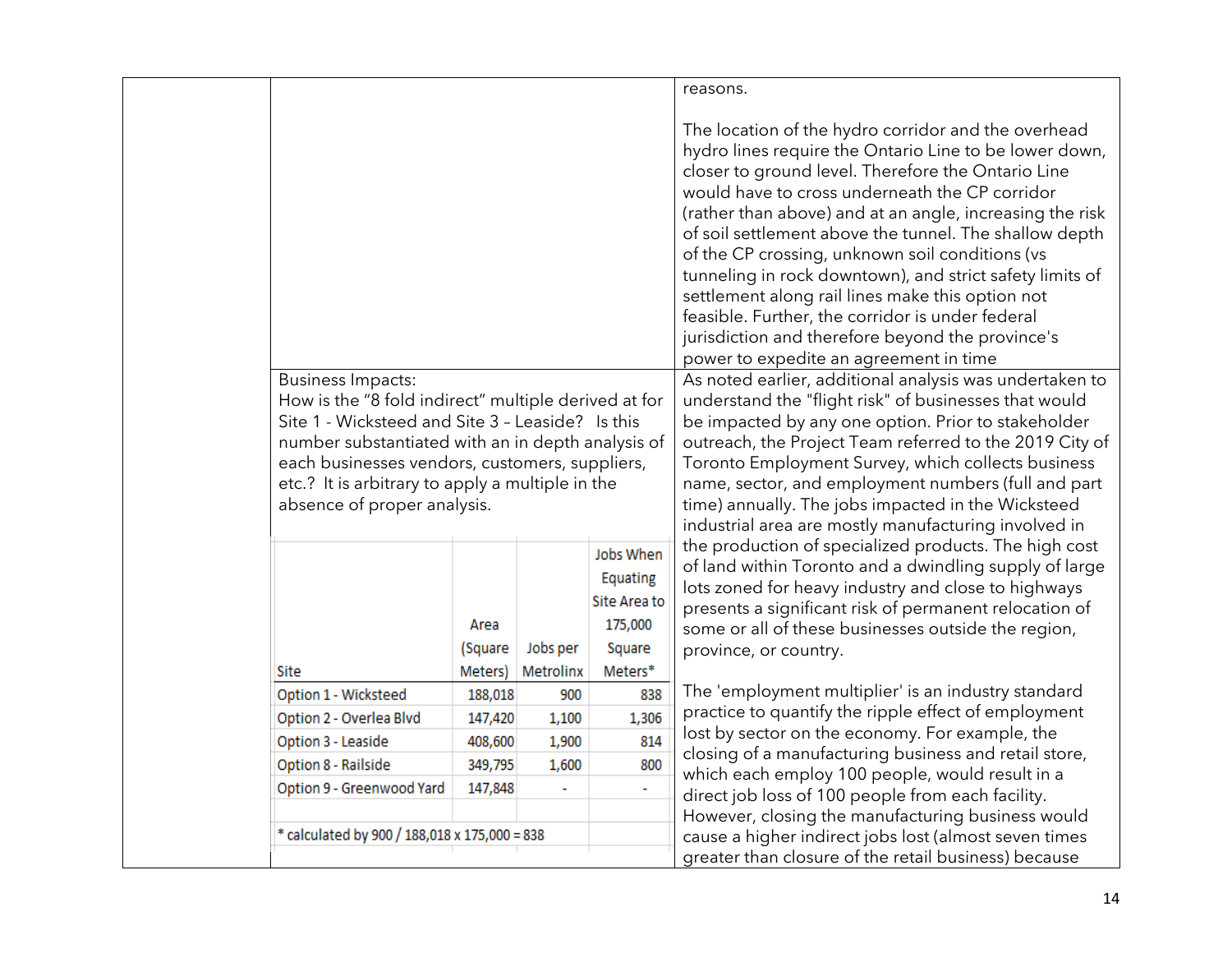| | | |
|---|---|---|
| | | reasons.<br><br>The location of the hydro corridor and the overhead hydro lines require the Ontario Line to be lower down, closer to ground level. Therefore the Ontario Line would have to cross underneath the CP corridor (rather than above) and at an angle, increasing the risk of soil settlement above the tunnel. The shallow depth of the CP crossing, unknown soil conditions (vs tunneling in rock downtown), and strict safety limits of settlement along rail lines make this option not feasible. Further, the corridor is under federal jurisdiction and therefore beyond the province's power to expedite an agreement in time |
| | Business Impacts:<br>How is the "8 fold indirect" multiple derived at for Site 1 - Wicksteed and Site 3 – Leaside? Is this number substantiated with an in depth analysis of each businesses vendors, customers, suppliers, etc.? It is arbitrary to apply a multiple in the absence of proper analysis. | As noted earlier, additional analysis was undertaken to understand the "flight risk" of businesses that would be impacted by any one option. Prior to stakeholder outreach, the Project Team referred to the 2019 City of Toronto Employment Survey, which collects business name, sector, and employment numbers (full and part time) annually. The jobs impacted in the Wicksteed industrial area are mostly manufacturing involved in the production of specialized products. The high cost of land within Toronto and a dwindling supply of large lots zoned for heavy industry and close to highways presents a significant risk of permanent relocation of some or all of these businesses outside the region, province, or country.<br><br>The 'employment multiplier' is an industry standard practice to quantify the ripple effect of employment lost by sector on the economy. For example, the closing of a manufacturing business and retail store, which each employ 100 people, would result in a direct job loss of 100 people from each facility. However, closing the manufacturing business would cause a higher indirect jobs lost (almost seven times greater than closure of the retail business) because |

| Site | Area (Square Meters) | Jobs per Metrolinx | Jobs When Equating Site Area to 175,000 Square Meters* |
|---|---|---|---|
| Option 1 - Wicksteed | 188,018 | 900 | 838 |
| Option 2 - Overlea Blvd | 147,420 | 1,100 | 1,306 |
| Option 3 - Leaside | 408,600 | 1,900 | 814 |
| Option 8 - Railside | 349,795 | 1,600 | 800 |
| Option 9 - Greenwood Yard | 147,848 | - | - |

* calculated by 900 / 188,018 x 175,000 = 838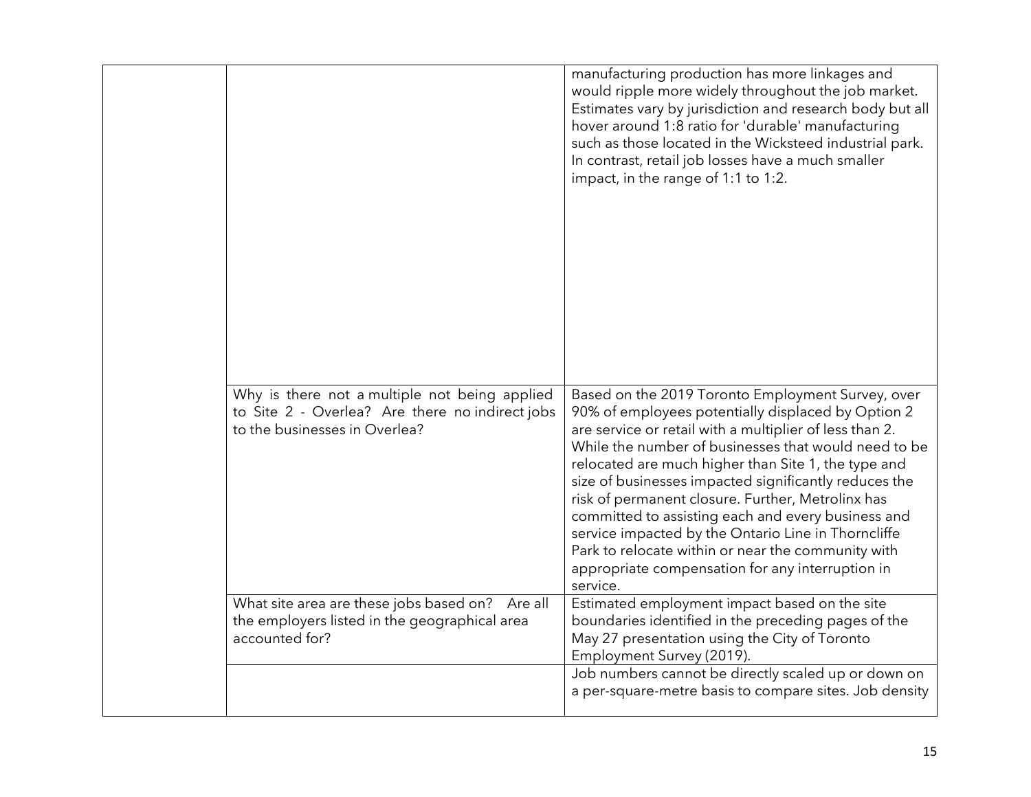| | | |
|---|---|---|
| | | manufacturing production has more linkages and would ripple more widely throughout the job market. Estimates vary by jurisdiction and research body but all hover around 1:8 ratio for 'durable' manufacturing such as those located in the Wicksteed industrial park. In contrast, retail job losses have a much smaller impact, in the range of 1:1 to 1:2. |
| | Why is there not a multiple not being applied to Site 2 - Overlea? Are there no indirect jobs to the businesses in Overlea? | Based on the 2019 Toronto Employment Survey, over 90% of employees potentially displaced by Option 2 are service or retail with a multiplier of less than 2. While the number of businesses that would need to be relocated are much higher than Site 1, the type and size of businesses impacted significantly reduces the risk of permanent closure. Further, Metrolinx has committed to assisting each and every business and service impacted by the Ontario Line in Thorncliffe Park to relocate within or near the community with appropriate compensation for any interruption in service. |
| | What site area are these jobs based on? Are all the employers listed in the geographical area accounted for? | Estimated employment impact based on the site boundaries identified in the preceding pages of the May 27 presentation using the City of Toronto Employment Survey (2019). |
| | | Job numbers cannot be directly scaled up or down on a per-square-metre basis to compare sites. Job density |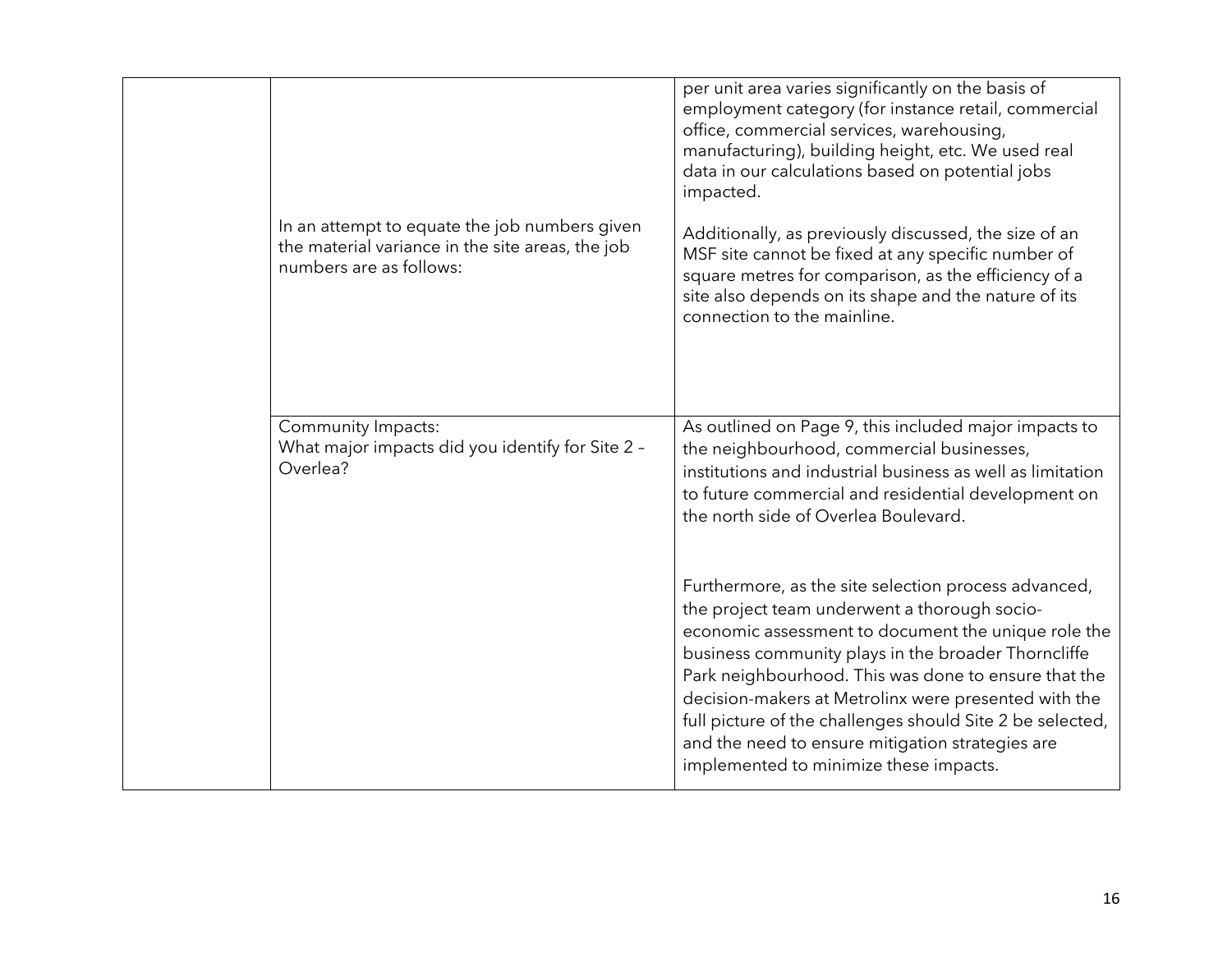| | | |
|---|---|---|
| | In an attempt to equate the job numbers given the material variance in the site areas, the job numbers are as follows: | per unit area varies significantly on the basis of employment category (for instance retail, commercial office, commercial services, warehousing, manufacturing), building height, etc. We used real data in our calculations based on potential jobs impacted.<br><br>Additionally, as previously discussed, the size of an MSF site cannot be fixed at any specific number of square metres for comparison, as the efficiency of a site also depends on its shape and the nature of its connection to the mainline. |
| | Community Impacts:<br>What major impacts did you identify for Site 2 – Overlea? | As outlined on Page 9, this included major impacts to the neighbourhood, commercial businesses, institutions and industrial business as well as limitation to future commercial and residential development on the north side of Overlea Boulevard.<br><br>Furthermore, as the site selection process advanced, the project team underwent a thorough socio-economic assessment to document the unique role the business community plays in the broader Thorncliffe Park neighbourhood. This was done to ensure that the decision-makers at Metrolinx were presented with the full picture of the challenges should Site 2 be selected, and the need to ensure mitigation strategies are implemented to minimize these impacts. |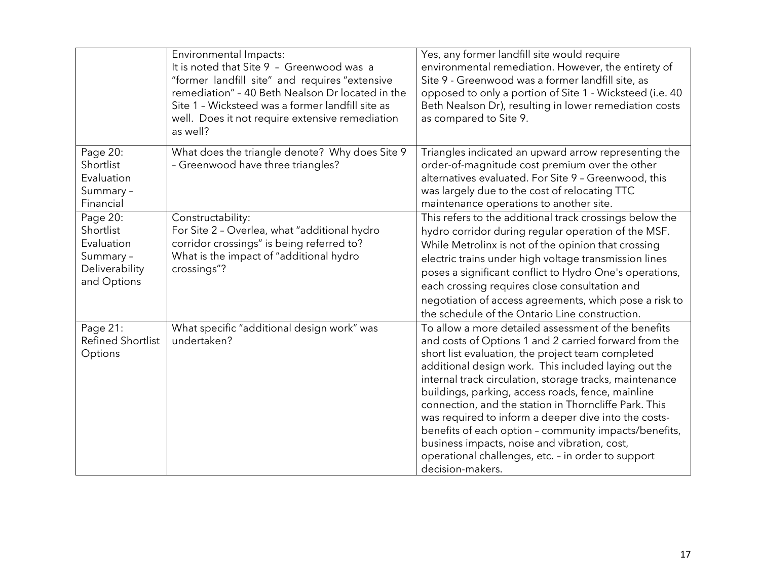| | | |
|---|---|---|
| | Environmental Impacts:<br>It is noted that Site 9 – Greenwood was a "former landfill site" and requires "extensive remediation" – 40 Beth Nealson Dr located in the Site 1 – Wicksteed was a former landfill site as well. Does it not require extensive remediation as well? | Yes, any former landfill site would require environmental remediation. However, the entirety of Site 9 - Greenwood was a former landfill site, as opposed to only a portion of Site 1 - Wicksteed (i.e. 40 Beth Nealson Dr), resulting in lower remediation costs as compared to Site 9. |
| Page 20: Shortlist Evaluation Summary – Financial | What does the triangle denote? Why does Site 9 – Greenwood have three triangles? | Triangles indicated an upward arrow representing the order-of-magnitude cost premium over the other alternatives evaluated. For Site 9 – Greenwood, this was largely due to the cost of relocating TTC maintenance operations to another site. |
| Page 20: Shortlist Evaluation Summary – Deliverability and Options | Constructability:<br>For Site 2 – Overlea, what "additional hydro corridor crossings" is being referred to? What is the impact of "additional hydro crossings"? | This refers to the additional track crossings below the hydro corridor during regular operation of the MSF. While Metrolinx is not of the opinion that crossing electric trains under high voltage transmission lines poses a significant conflict to Hydro One's operations, each crossing requires close consultation and negotiation of access agreements, which pose a risk to the schedule of the Ontario Line construction. |
| Page 21: Refined Shortlist Options | What specific "additional design work" was undertaken? | To allow a more detailed assessment of the benefits and costs of Options 1 and 2 carried forward from the short list evaluation, the project team completed additional design work. This included laying out the internal track circulation, storage tracks, maintenance buildings, parking, access roads, fence, mainline connection, and the station in Thorncliffe Park. This was required to inform a deeper dive into the costs-benefits of each option – community impacts/benefits, business impacts, noise and vibration, cost, operational challenges, etc. – in order to support decision-makers. |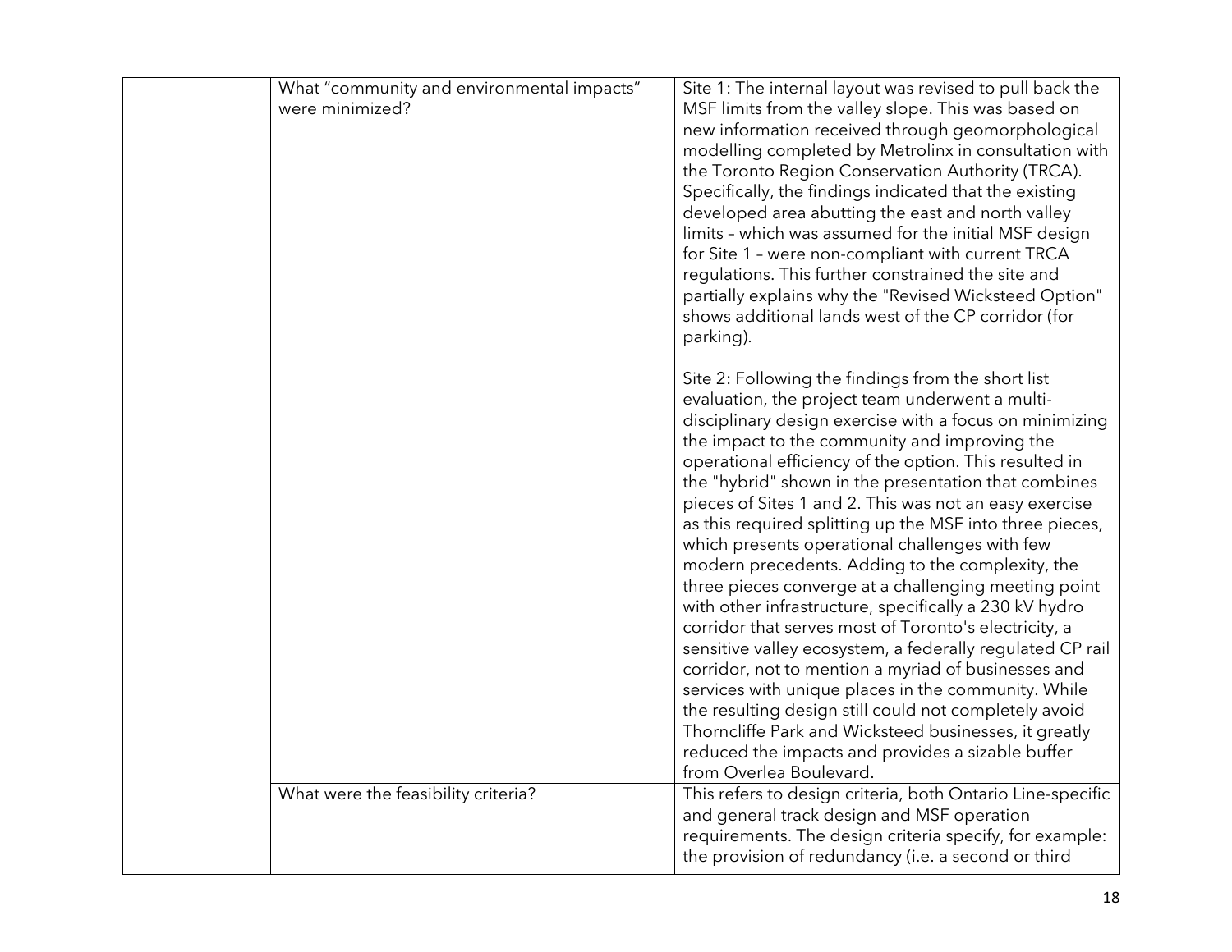| | | |
|---|---|---|
| | What "community and environmental impacts" were minimized? | Site 1: The internal layout was revised to pull back the MSF limits from the valley slope. This was based on new information received through geomorphological modelling completed by Metrolinx in consultation with the Toronto Region Conservation Authority (TRCA). Specifically, the findings indicated that the existing developed area abutting the east and north valley limits – which was assumed for the initial MSF design for Site 1 – were non-compliant with current TRCA regulations. This further constrained the site and partially explains why the "Revised Wicksteed Option" shows additional lands west of the CP corridor (for parking).<br><br>Site 2: Following the findings from the short list evaluation, the project team underwent a multi-disciplinary design exercise with a focus on minimizing the impact to the community and improving the operational efficiency of the option. This resulted in the "hybrid" shown in the presentation that combines pieces of Sites 1 and 2. This was not an easy exercise as this required splitting up the MSF into three pieces, which presents operational challenges with few modern precedents. Adding to the complexity, the three pieces converge at a challenging meeting point with other infrastructure, specifically a 230 kV hydro corridor that serves most of Toronto's electricity, a sensitive valley ecosystem, a federally regulated CP rail corridor, not to mention a myriad of businesses and services with unique places in the community. While the resulting design still could not completely avoid Thorncliffe Park and Wicksteed businesses, it greatly reduced the impacts and provides a sizable buffer from Overlea Boulevard. |
| | What were the feasibility criteria? | This refers to design criteria, both Ontario Line-specific and general track design and MSF operation requirements. The design criteria specify, for example: the provision of redundancy (i.e. a second or third |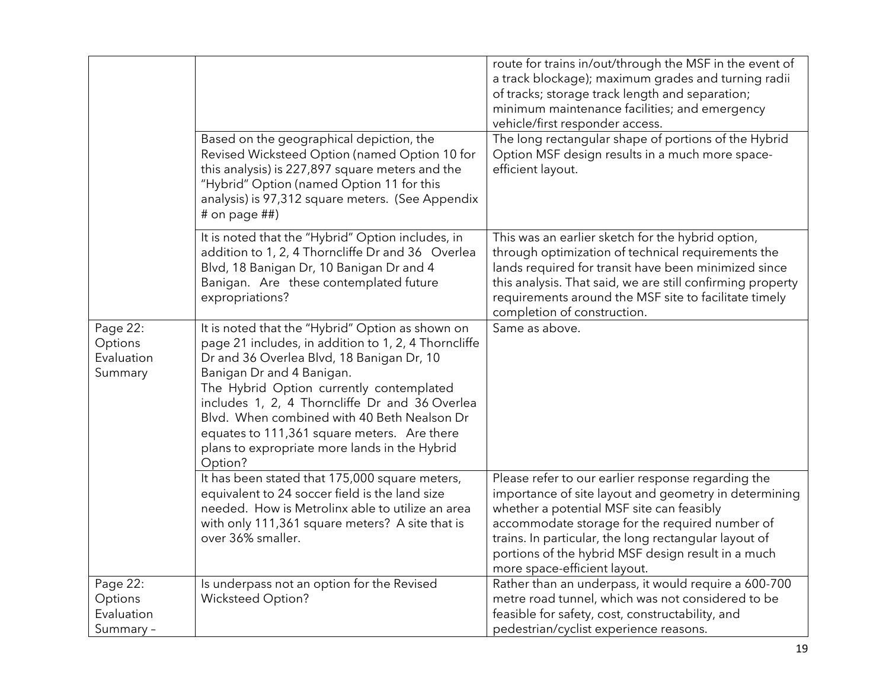| | | |
|---|---|---|
| | | route for trains in/out/through the MSF in the event of a track blockage); maximum grades and turning radii of tracks; storage track length and separation; minimum maintenance facilities; and emergency vehicle/first responder access. |
| | Based on the geographical depiction, the Revised Wicksteed Option (named Option 10 for this analysis) is 227,897 square meters and the "Hybrid" Option (named Option 11 for this analysis) is 97,312 square meters. (See Appendix # on page ##) | The long rectangular shape of portions of the Hybrid Option MSF design results in a much more space-efficient layout. |
| | It is noted that the "Hybrid" Option includes, in addition to 1, 2, 4 Thorncliffe Dr and 36 Overlea Blvd, 18 Banigan Dr, 10 Banigan Dr and 4 Banigan. Are these contemplated future expropriations? | This was an earlier sketch for the hybrid option, through optimization of technical requirements the lands required for transit have been minimized since this analysis. That said, we are still confirming property requirements around the MSF site to facilitate timely completion of construction. |
| Page 22: Options Evaluation Summary | It is noted that the "Hybrid" Option as shown on page 21 includes, in addition to 1, 2, 4 Thorncliffe Dr and 36 Overlea Blvd, 18 Banigan Dr, 10 Banigan Dr and 4 Banigan.<br>The Hybrid Option currently contemplated includes 1, 2, 4 Thorncliffe Dr and 36 Overlea Blvd. When combined with 40 Beth Nealson Dr equates to 111,361 square meters. Are there plans to expropriate more lands in the Hybrid Option? | Same as above. |
| | It has been stated that 175,000 square meters, equivalent to 24 soccer field is the land size needed. How is Metrolinx able to utilize an area with only 111,361 square meters? A site that is over 36% smaller. | Please refer to our earlier response regarding the importance of site layout and geometry in determining whether a potential MSF site can feasibly accommodate storage for the required number of trains. In particular, the long rectangular layout of portions of the hybrid MSF design result in a much more space-efficient layout. |
| Page 22: Options Evaluation Summary – | Is underpass not an option for the Revised Wicksteed Option? | Rather than an underpass, it would require a 600-700 metre road tunnel, which was not considered to be feasible for safety, cost, constructability, and pedestrian/cyclist experience reasons. |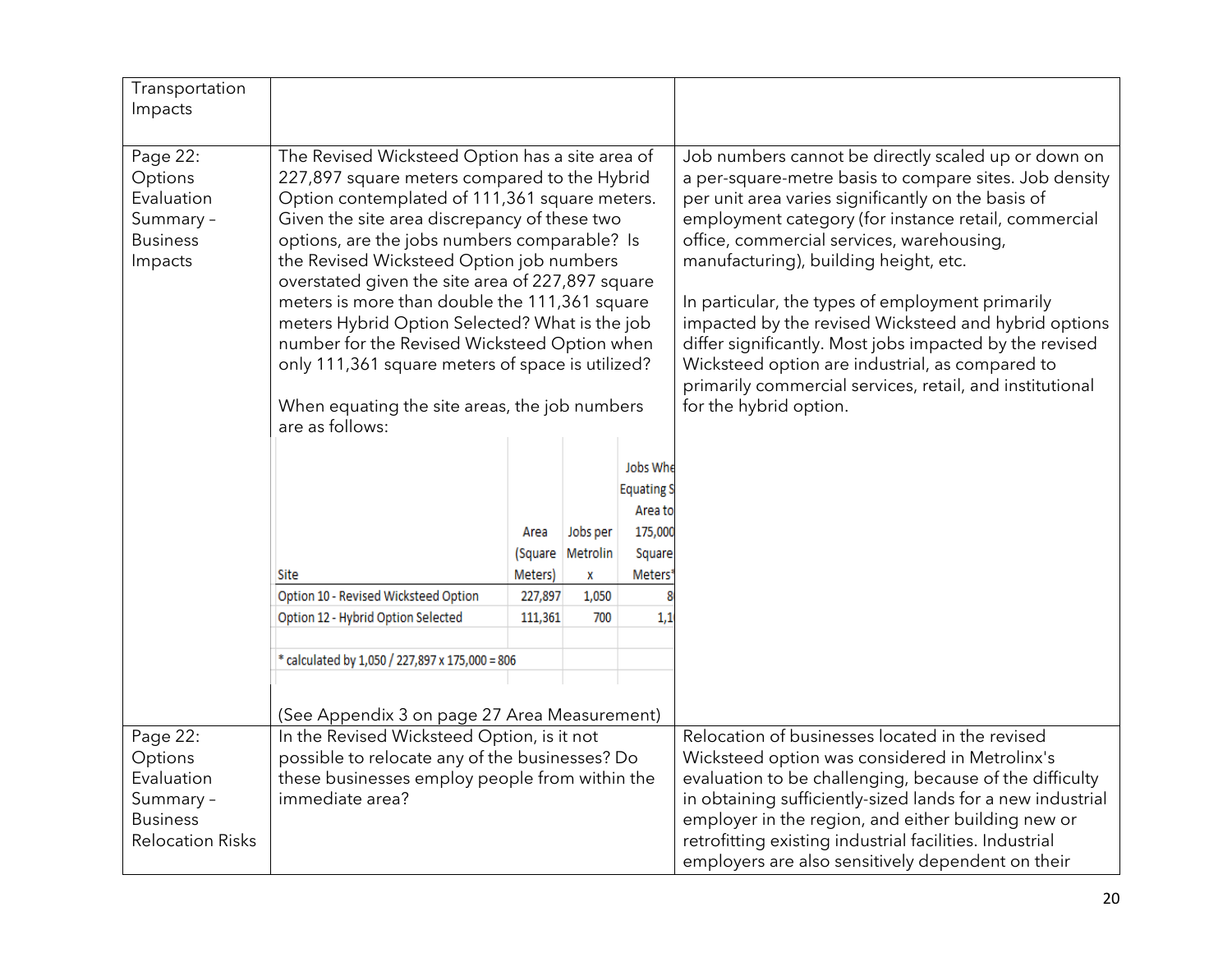| | | |
|---|---|---|
| Transportation Impacts | | |
| Page 22: Options Evaluation Summary – Business Impacts | The Revised Wicksteed Option has a site area of 227,897 square meters compared to the Hybrid Option contemplated of 111,361 square meters. Given the site area discrepancy of these two options, are the jobs numbers comparable? Is the Revised Wicksteed Option job numbers overstated given the site area of 227,897 square meters is more than double the 111,361 square meters Hybrid Option Selected? What is the job number for the Revised Wicksteed Option when only 111,361 square meters of space is utilized?<br><br>When equating the site areas, the job numbers are as follows:<br><br>Site / Area (Square Meters) / Jobs per Metrolinx / Jobs Whe[n] Equating S[ite] Area to 175,000 Square Meters*<br>Option 10 - Revised Wicksteed Option / 227,897 / 1,050 / 8[06]<br>Option 12 - Hybrid Option Selected / 111,361 / 700 / 1,1[…]<br><br>* calculated by 1,050 / 227,897 x 175,000 = 806<br><br>(See Appendix 3 on page 27 Area Measurement) | Job numbers cannot be directly scaled up or down on a per-square-metre basis to compare sites. Job density per unit area varies significantly on the basis of employment category (for instance retail, commercial office, commercial services, warehousing, manufacturing), building height, etc.<br><br>In particular, the types of employment primarily impacted by the revised Wicksteed and hybrid options differ significantly. Most jobs impacted by the revised Wicksteed option are industrial, as compared to primarily commercial services, retail, and institutional for the hybrid option. |
| Page 22: Options Evaluation Summary – Business Relocation Risks | In the Revised Wicksteed Option, is it not possible to relocate any of the businesses? Do these businesses employ people from within the immediate area? | Relocation of businesses located in the revised Wicksteed option was considered in Metrolinx's evaluation to be challenging, because of the difficulty in obtaining sufficiently-sized lands for a new industrial employer in the region, and either building new or retrofitting existing industrial facilities. Industrial employers are also sensitively dependent on their |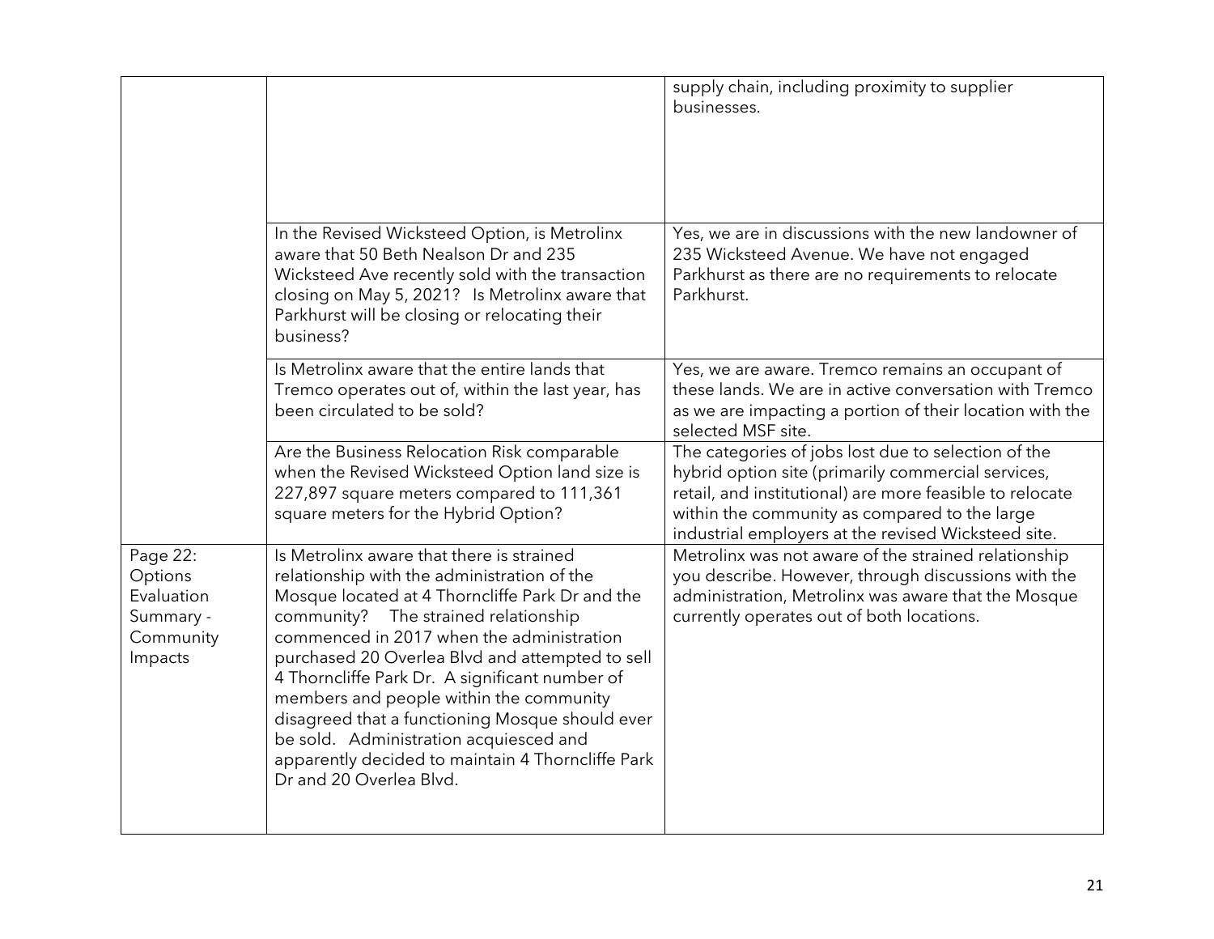| | | |
|---|---|---|
| | | supply chain, including proximity to supplier businesses. |
| | In the Revised Wicksteed Option, is Metrolinx aware that 50 Beth Nealson Dr and 235 Wicksteed Ave recently sold with the transaction closing on May 5, 2021? Is Metrolinx aware that Parkhurst will be closing or relocating their business? | Yes, we are in discussions with the new landowner of 235 Wicksteed Avenue. We have not engaged Parkhurst as there are no requirements to relocate Parkhurst. |
| | Is Metrolinx aware that the entire lands that Tremco operates out of, within the last year, has been circulated to be sold? | Yes, we are aware. Tremco remains an occupant of these lands. We are in active conversation with Tremco as we are impacting a portion of their location with the selected MSF site. |
| | Are the Business Relocation Risk comparable when the Revised Wicksteed Option land size is 227,897 square meters compared to 111,361 square meters for the Hybrid Option? | The categories of jobs lost due to selection of the hybrid option site (primarily commercial services, retail, and institutional) are more feasible to relocate within the community as compared to the large industrial employers at the revised Wicksteed site. |
| Page 22: Options Evaluation Summary - Community Impacts | Is Metrolinx aware that there is strained relationship with the administration of the Mosque located at 4 Thorncliffe Park Dr and the community? The strained relationship commenced in 2017 when the administration purchased 20 Overlea Blvd and attempted to sell 4 Thorncliffe Park Dr. A significant number of members and people within the community disagreed that a functioning Mosque should ever be sold. Administration acquiesced and apparently decided to maintain 4 Thorncliffe Park Dr and 20 Overlea Blvd. | Metrolinx was not aware of the strained relationship you describe. However, through discussions with the administration, Metrolinx was aware that the Mosque currently operates out of both locations. |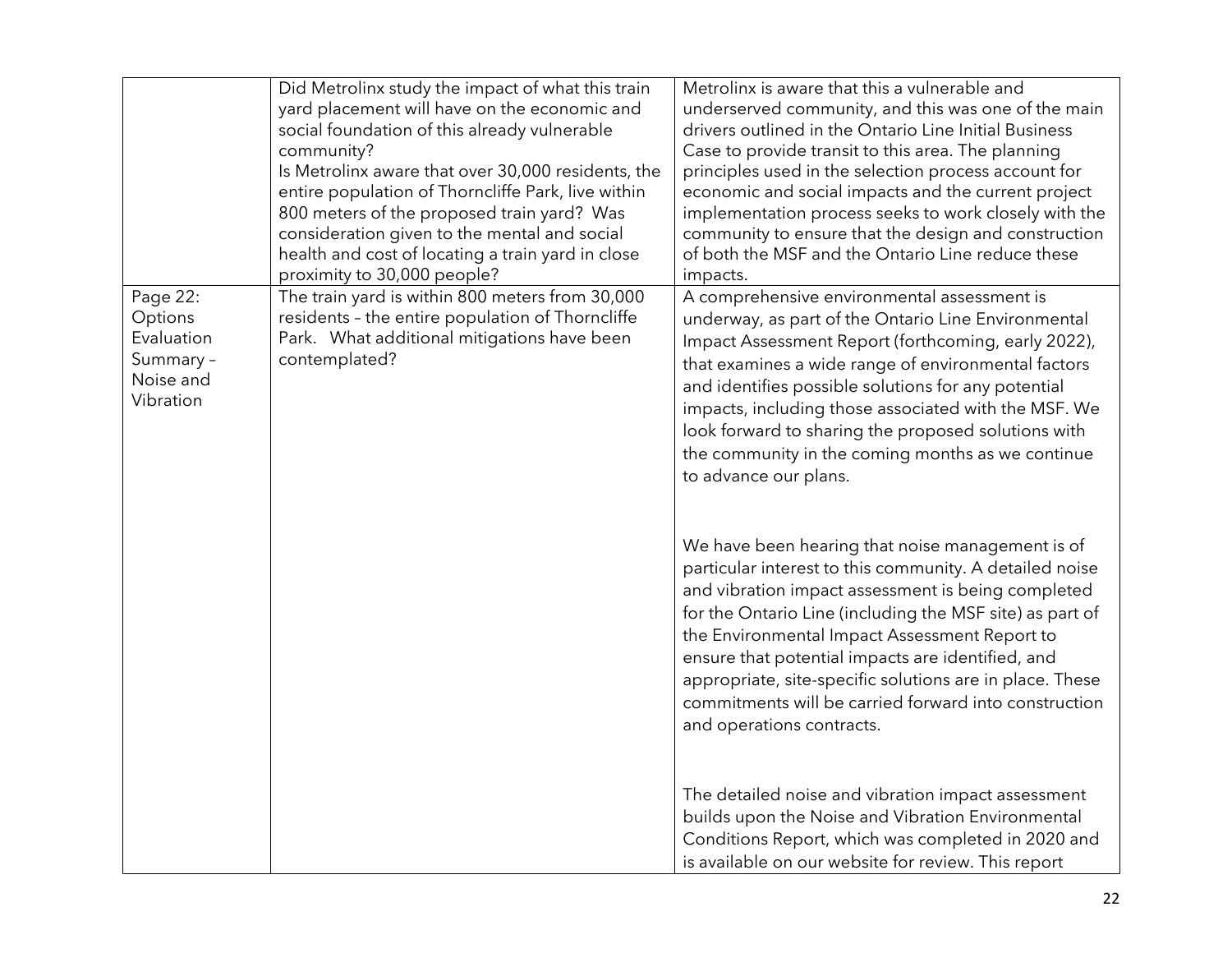| | | |
|---|---|---|
| | Did Metrolinx study the impact of what this train yard placement will have on the economic and social foundation of this already vulnerable community?<br>Is Metrolinx aware that over 30,000 residents, the entire population of Thorncliffe Park, live within 800 meters of the proposed train yard? Was consideration given to the mental and social health and cost of locating a train yard in close proximity to 30,000 people? | Metrolinx is aware that this a vulnerable and underserved community, and this was one of the main drivers outlined in the Ontario Line Initial Business Case to provide transit to this area. The planning principles used in the selection process account for economic and social impacts and the current project implementation process seeks to work closely with the community to ensure that the design and construction of both the MSF and the Ontario Line reduce these impacts. |
| Page 22: Options Evaluation Summary – Noise and Vibration | The train yard is within 800 meters from 30,000 residents – the entire population of Thorncliffe Park. What additional mitigations have been contemplated? | A comprehensive environmental assessment is underway, as part of the Ontario Line Environmental Impact Assessment Report (forthcoming, early 2022), that examines a wide range of environmental factors and identifies possible solutions for any potential impacts, including those associated with the MSF. We look forward to sharing the proposed solutions with the community in the coming months as we continue to advance our plans.<br><br>We have been hearing that noise management is of particular interest to this community. A detailed noise and vibration impact assessment is being completed for the Ontario Line (including the MSF site) as part of the Environmental Impact Assessment Report to ensure that potential impacts are identified, and appropriate, site-specific solutions are in place. These commitments will be carried forward into construction and operations contracts.<br><br>The detailed noise and vibration impact assessment builds upon the Noise and Vibration Environmental Conditions Report, which was completed in 2020 and is available on our website for review. This report |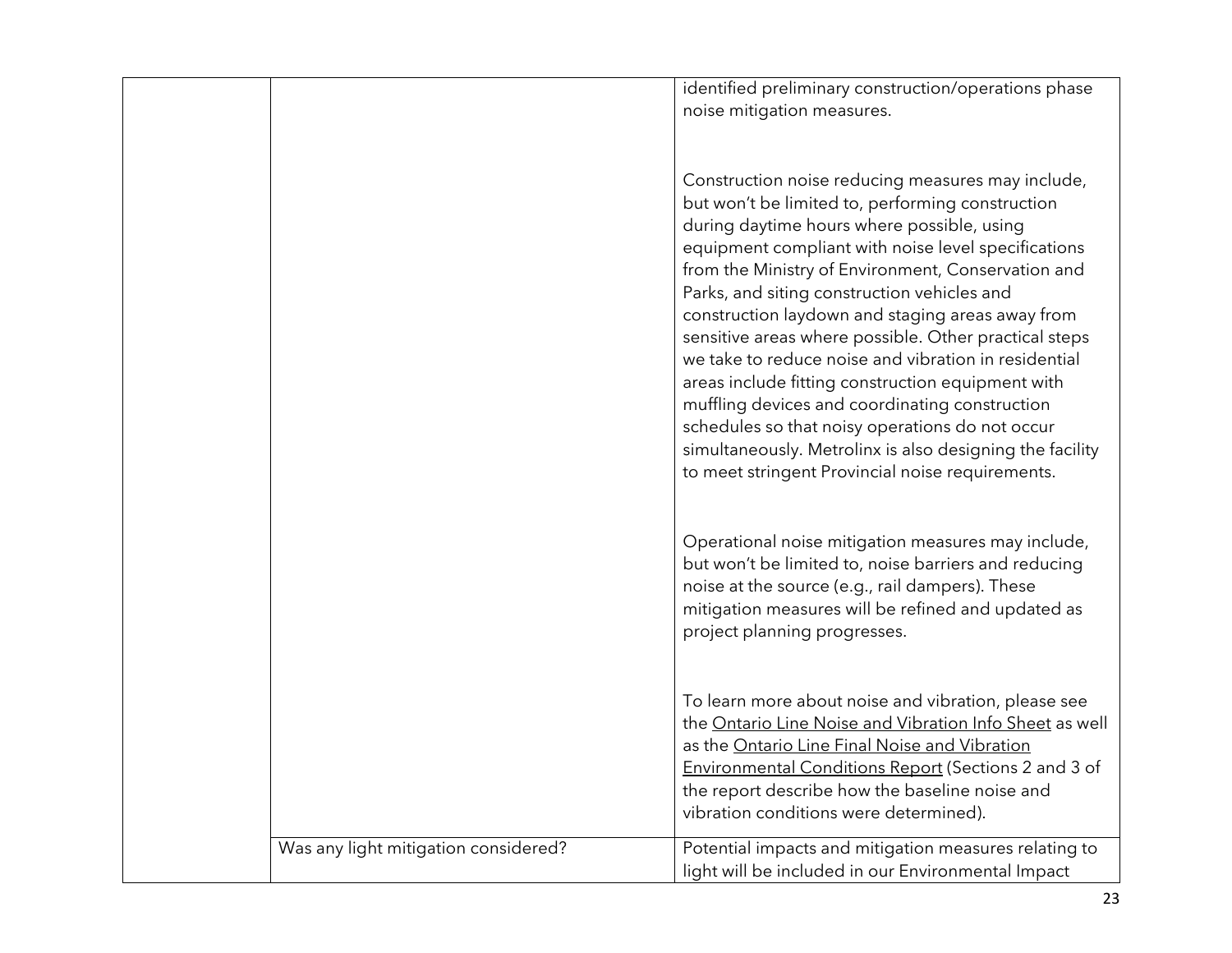| | | |
|---|---|---|
| | | identified preliminary construction/operations phase noise mitigation measures.<br><br>Construction noise reducing measures may include, but won't be limited to, performing construction during daytime hours where possible, using equipment compliant with noise level specifications from the Ministry of Environment, Conservation and Parks, and siting construction vehicles and construction laydown and staging areas away from sensitive areas where possible. Other practical steps we take to reduce noise and vibration in residential areas include fitting construction equipment with muffling devices and coordinating construction schedules so that noisy operations do not occur simultaneously. Metrolinx is also designing the facility to meet stringent Provincial noise requirements.<br><br>Operational noise mitigation measures may include, but won't be limited to, noise barriers and reducing noise at the source (e.g., rail dampers). These mitigation measures will be refined and updated as project planning progresses.<br><br>To learn more about noise and vibration, please see the Ontario Line Noise and Vibration Info Sheet as well as the Ontario Line Final Noise and Vibration Environmental Conditions Report (Sections 2 and 3 of the report describe how the baseline noise and vibration conditions were determined). |
| | Was any light mitigation considered? | Potential impacts and mitigation measures relating to light will be included in our Environmental Impact |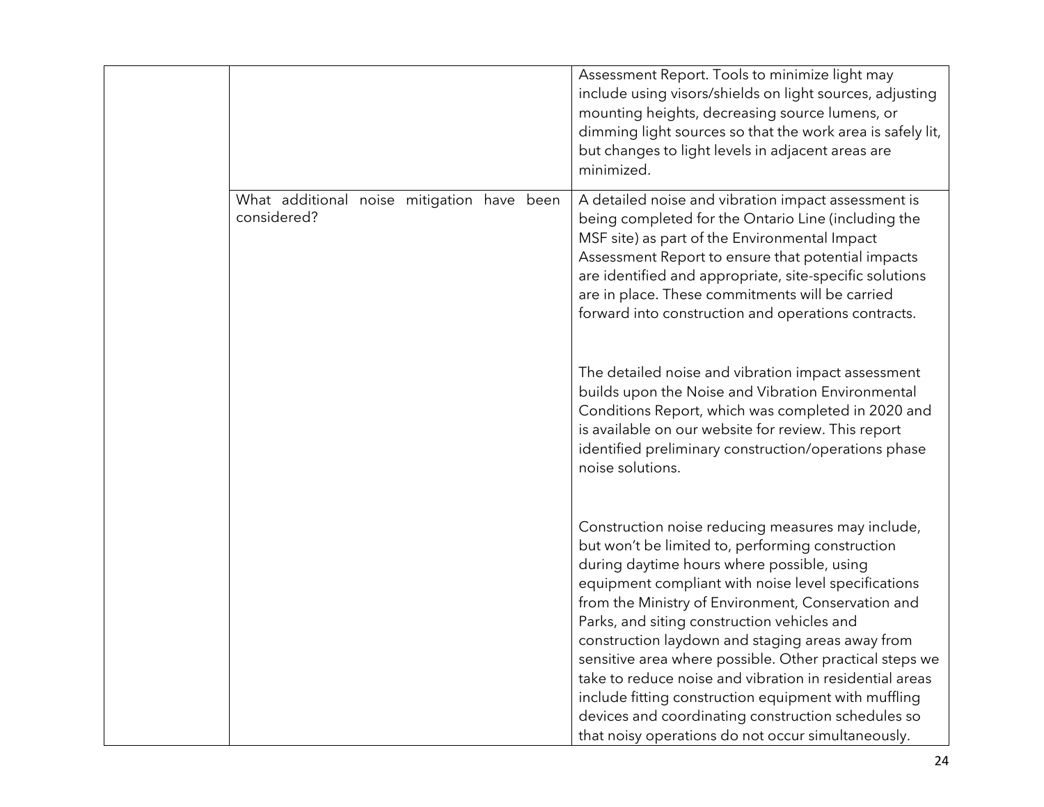| | | |
|---|---|---|
| | | Assessment Report. Tools to minimize light may include using visors/shields on light sources, adjusting mounting heights, decreasing source lumens, or dimming light sources so that the work area is safely lit, but changes to light levels in adjacent areas are minimized. |
| | What additional noise mitigation have been considered? | A detailed noise and vibration impact assessment is being completed for the Ontario Line (including the MSF site) as part of the Environmental Impact Assessment Report to ensure that potential impacts are identified and appropriate, site-specific solutions are in place. These commitments will be carried forward into construction and operations contracts.<br><br>The detailed noise and vibration impact assessment builds upon the Noise and Vibration Environmental Conditions Report, which was completed in 2020 and is available on our website for review. This report identified preliminary construction/operations phase noise solutions.<br><br>Construction noise reducing measures may include, but won't be limited to, performing construction during daytime hours where possible, using equipment compliant with noise level specifications from the Ministry of Environment, Conservation and Parks, and siting construction vehicles and construction laydown and staging areas away from sensitive area where possible. Other practical steps we take to reduce noise and vibration in residential areas include fitting construction equipment with muffling devices and coordinating construction schedules so that noisy operations do not occur simultaneously. |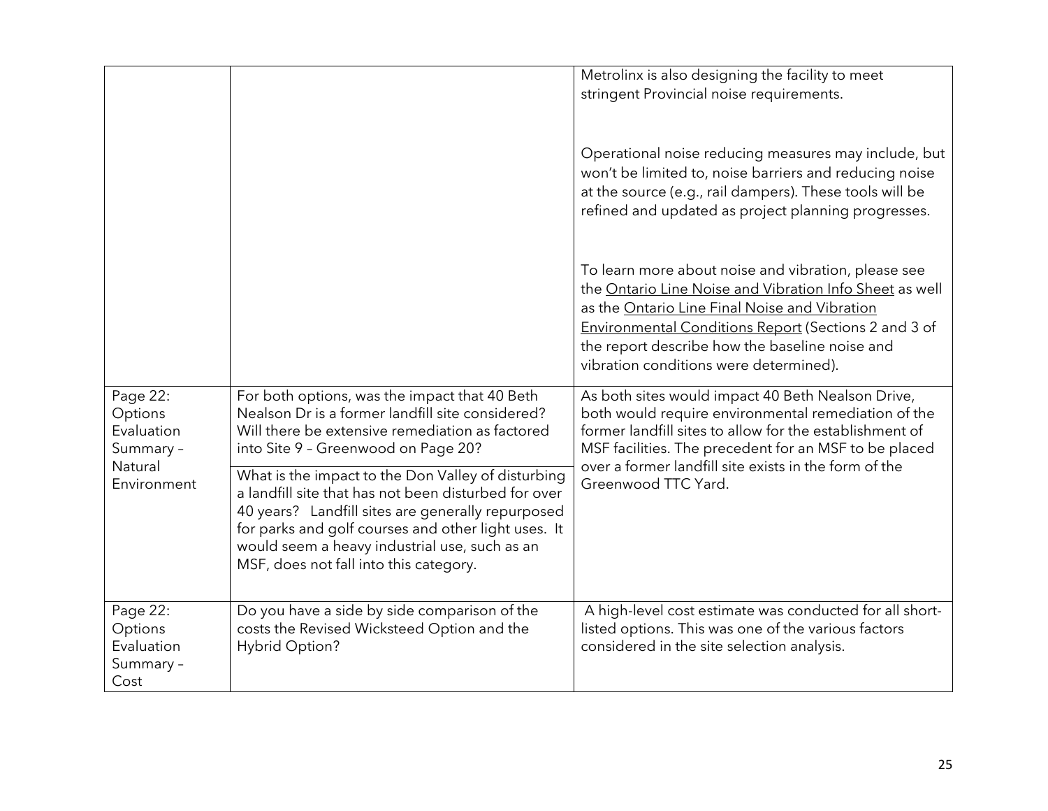| | | |
|---|---|---|
| | | Metrolinx is also designing the facility to meet stringent Provincial noise requirements.<br><br>Operational noise reducing measures may include, but won't be limited to, noise barriers and reducing noise at the source (e.g., rail dampers). These tools will be refined and updated as project planning progresses.<br><br>To learn more about noise and vibration, please see the Ontario Line Noise and Vibration Info Sheet as well as the Ontario Line Final Noise and Vibration Environmental Conditions Report (Sections 2 and 3 of the report describe how the baseline noise and vibration conditions were determined). |
| Page 22: Options Evaluation Summary – Natural Environment | For both options, was the impact that 40 Beth Nealson Dr is a former landfill site considered? Will there be extensive remediation as factored into Site 9 – Greenwood on Page 20?<br><br>What is the impact to the Don Valley of disturbing a landfill site that has not been disturbed for over 40 years? Landfill sites are generally repurposed for parks and golf courses and other light uses. It would seem a heavy industrial use, such as an MSF, does not fall into this category. | As both sites would impact 40 Beth Nealson Drive, both would require environmental remediation of the former landfill sites to allow for the establishment of MSF facilities. The precedent for an MSF to be placed over a former landfill site exists in the form of the Greenwood TTC Yard. |
| Page 22: Options Evaluation Summary – Cost | Do you have a side by side comparison of the costs the Revised Wicksteed Option and the Hybrid Option? | A high-level cost estimate was conducted for all short-listed options. This was one of the various factors considered in the site selection analysis. |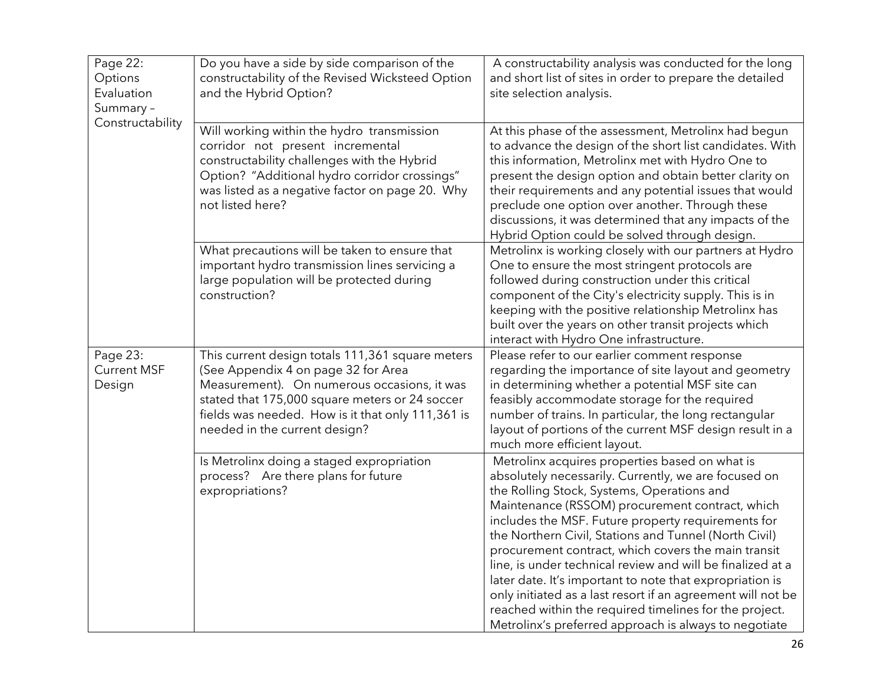| | | |
|---|---|---|
| Page 22: Options Evaluation Summary – Constructability | Do you have a side by side comparison of the constructability of the Revised Wicksteed Option and the Hybrid Option? | A constructability analysis was conducted for the long and short list of sites in order to prepare the detailed site selection analysis. |
| | Will working within the hydro transmission corridor not present incremental constructability challenges with the Hybrid Option? "Additional hydro corridor crossings" was listed as a negative factor on page 20. Why not listed here? | At this phase of the assessment, Metrolinx had begun to advance the design of the short list candidates. With this information, Metrolinx met with Hydro One to present the design option and obtain better clarity on their requirements and any potential issues that would preclude one option over another. Through these discussions, it was determined that any impacts of the Hybrid Option could be solved through design. |
| | What precautions will be taken to ensure that important hydro transmission lines servicing a large population will be protected during construction? | Metrolinx is working closely with our partners at Hydro One to ensure the most stringent protocols are followed during construction under this critical component of the City's electricity supply. This is in keeping with the positive relationship Metrolinx has built over the years on other transit projects which interact with Hydro One infrastructure. |
| Page 23: Current MSF Design | This current design totals 111,361 square meters (See Appendix 4 on page 32 for Area Measurement). On numerous occasions, it was stated that 175,000 square meters or 24 soccer fields was needed. How is it that only 111,361 is needed in the current design? | Please refer to our earlier comment response regarding the importance of site layout and geometry in determining whether a potential MSF site can feasibly accommodate storage for the required number of trains. In particular, the long rectangular layout of portions of the current MSF design result in a much more efficient layout. |
| | Is Metrolinx doing a staged expropriation process? Are there plans for future expropriations? | Metrolinx acquires properties based on what is absolutely necessarily. Currently, we are focused on the Rolling Stock, Systems, Operations and Maintenance (RSSOM) procurement contract, which includes the MSF. Future property requirements for the Northern Civil, Stations and Tunnel (North Civil) procurement contract, which covers the main transit line, is under technical review and will be finalized at a later date. It's important to note that expropriation is only initiated as a last resort if an agreement will not be reached within the required timelines for the project. Metrolinx's preferred approach is always to negotiate |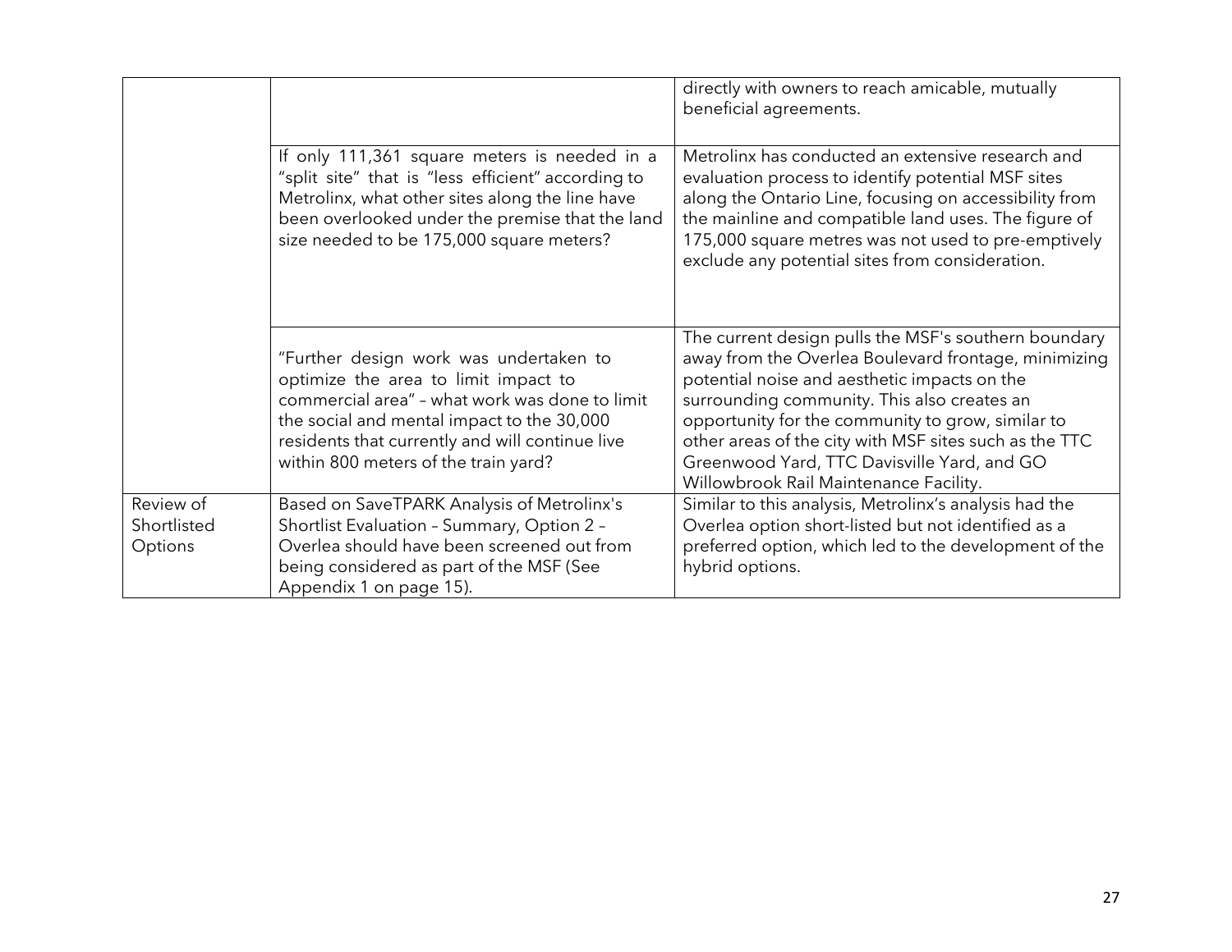| | | |
|---|---|---|
| | | directly with owners to reach amicable, mutually beneficial agreements. |
| | If only 111,361 square meters is needed in a "split site" that is "less efficient" according to Metrolinx, what other sites along the line have been overlooked under the premise that the land size needed to be 175,000 square meters? | Metrolinx has conducted an extensive research and evaluation process to identify potential MSF sites along the Ontario Line, focusing on accessibility from the mainline and compatible land uses. The figure of 175,000 square metres was not used to pre-emptively exclude any potential sites from consideration. |
| | "Further design work was undertaken to optimize the area to limit impact to commercial area" – what work was done to limit the social and mental impact to the 30,000 residents that currently and will continue live within 800 meters of the train yard? | The current design pulls the MSF's southern boundary away from the Overlea Boulevard frontage, minimizing potential noise and aesthetic impacts on the surrounding community. This also creates an opportunity for the community to grow, similar to other areas of the city with MSF sites such as the TTC Greenwood Yard, TTC Davisville Yard, and GO Willowbrook Rail Maintenance Facility. |
| Review of Shortlisted Options | Based on SaveTPARK Analysis of Metrolinx's Shortlist Evaluation – Summary, Option 2 – Overlea should have been screened out from being considered as part of the MSF (See Appendix 1 on page 15). | Similar to this analysis, Metrolinx's analysis had the Overlea option short-listed but not identified as a preferred option, which led to the development of the hybrid options. |